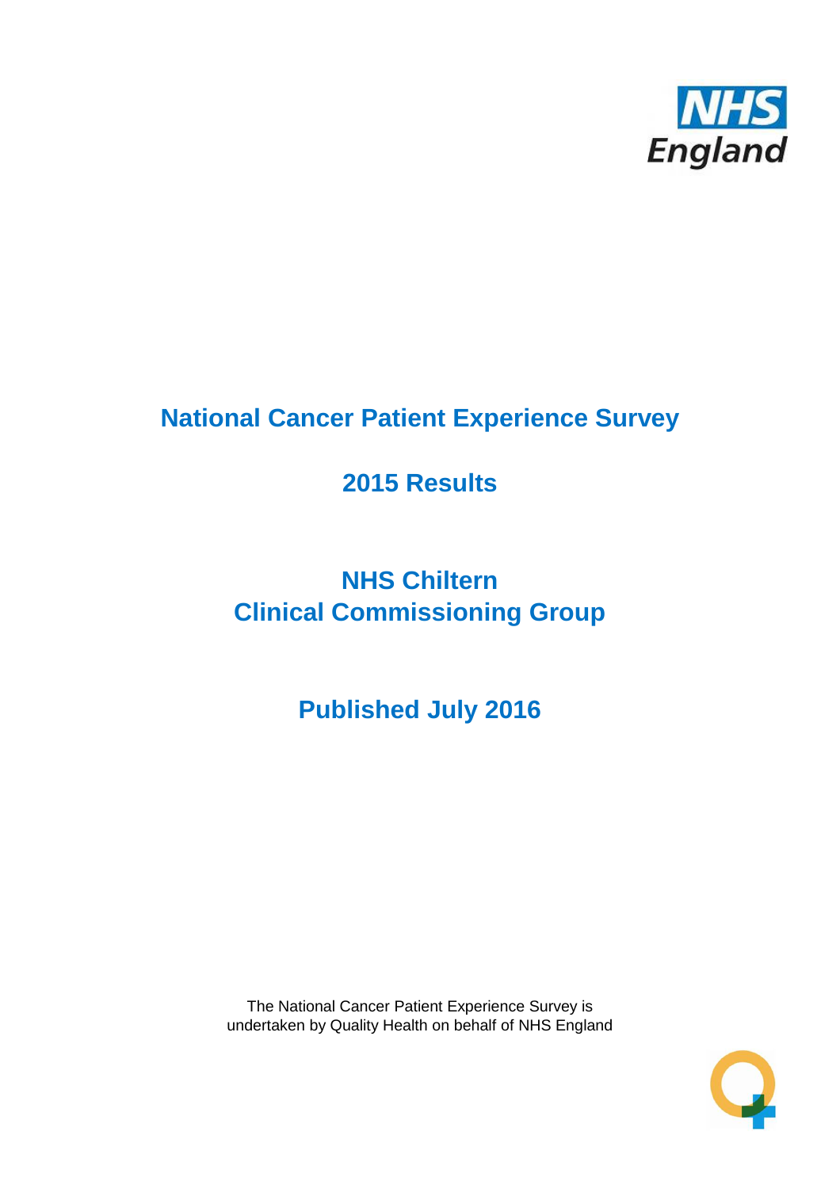# National Cancer Patient Experience Survey

## 2015 Results

## NHS Chiltern Clinical Commissioning Group

## Published July 2016

The National Cancer Patient Experience Survey is undertaken by Quality Health on behalf of NHS England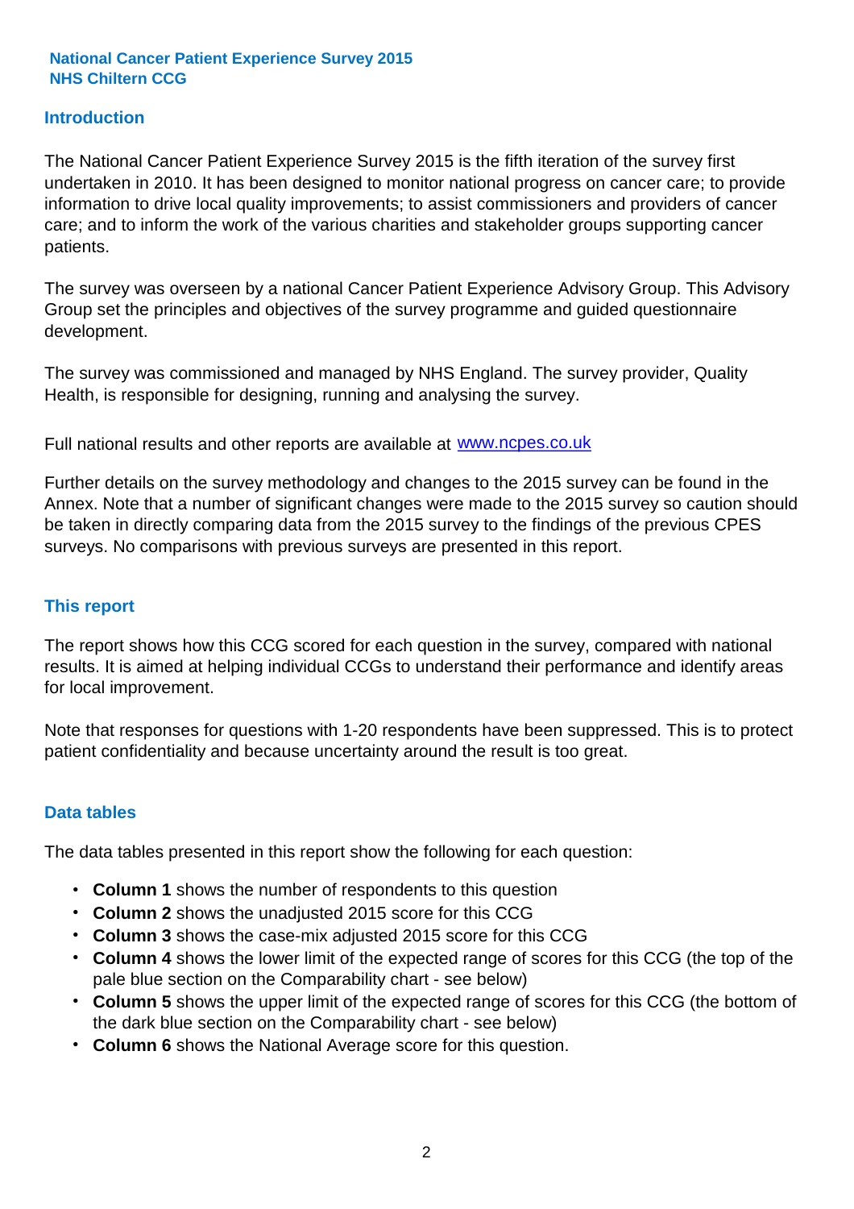**National Cancer Patient Experience Survey 2015**
**NHS Chiltern CCG**

## Introduction

The National Cancer Patient Experience Survey 2015 is the fifth iteration of the survey first undertaken in 2010. It has been designed to monitor national progress on cancer care; to provide information to drive local quality improvements; to assist commissioners and providers of cancer care; and to inform the work of the various charities and stakeholder groups supporting cancer patients.

The survey was overseen by a national Cancer Patient Experience Advisory Group. This Advisory Group set the principles and objectives of the survey programme and guided questionnaire development.

The survey was commissioned and managed by NHS England. The survey provider, Quality Health, is responsible for designing, running and analysing the survey.

Full national results and other reports are available at www.ncpes.co.uk

Further details on the survey methodology and changes to the 2015 survey can be found in the Annex. Note that a number of significant changes were made to the 2015 survey so caution should be taken in directly comparing data from the 2015 survey to the findings of the previous CPES surveys. No comparisons with previous surveys are presented in this report.

## This report

The report shows how this CCG scored for each question in the survey, compared with national results. It is aimed at helping individual CCGs to understand their performance and identify areas for local improvement.

Note that responses for questions with 1-20 respondents have been suppressed. This is to protect patient confidentiality and because uncertainty around the result is too great.

## Data tables

The data tables presented in this report show the following for each question:

- **Column 1** shows the number of respondents to this question
- **Column 2** shows the unadjusted 2015 score for this CCG
- **Column 3** shows the case-mix adjusted 2015 score for this CCG
- **Column 4** shows the lower limit of the expected range of scores for this CCG (the top of the pale blue section on the Comparability chart - see below)
- **Column 5** shows the upper limit of the expected range of scores for this CCG (the bottom of the dark blue section on the Comparability chart - see below)
- **Column 6** shows the National Average score for this question.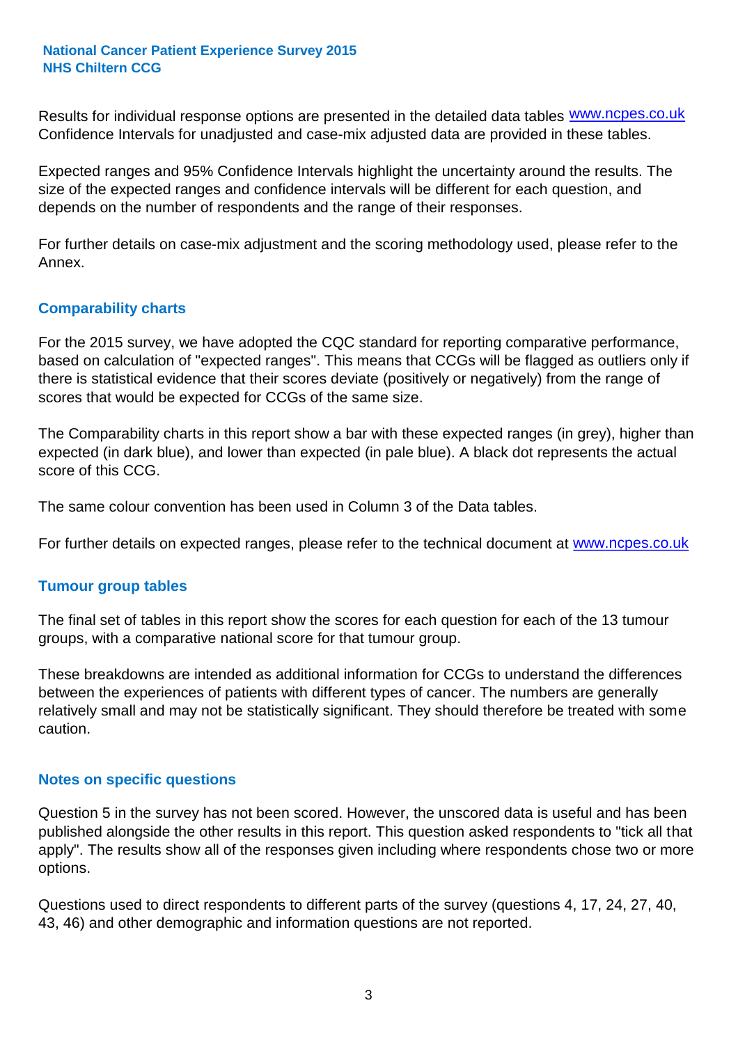Results for individual response options are presented in the detailed data tables www.ncpes.co.uk Confidence Intervals for unadjusted and case-mix adjusted data are provided in these tables.

Expected ranges and 95% Confidence Intervals highlight the uncertainty around the results. The size of the expected ranges and confidence intervals will be different for each question, and depends on the number of respondents and the range of their responses.

For further details on case-mix adjustment and the scoring methodology used, please refer to the Annex.

## Comparability charts

For the 2015 survey, we have adopted the CQC standard for reporting comparative performance, based on calculation of "expected ranges". This means that CCGs will be flagged as outliers only if there is statistical evidence that their scores deviate (positively or negatively) from the range of scores that would be expected for CCGs of the same size.

The Comparability charts in this report show a bar with these expected ranges (in grey), higher than expected (in dark blue), and lower than expected (in pale blue). A black dot represents the actual score of this CCG.

The same colour convention has been used in Column 3 of the Data tables.

For further details on expected ranges, please refer to the technical document at www.ncpes.co.uk

## Tumour group tables

The final set of tables in this report show the scores for each question for each of the 13 tumour groups, with a comparative national score for that tumour group.

These breakdowns are intended as additional information for CCGs to understand the differences between the experiences of patients with different types of cancer. The numbers are generally relatively small and may not be statistically significant. They should therefore be treated with some caution.

## Notes on specific questions

Question 5 in the survey has not been scored. However, the unscored data is useful and has been published alongside the other results in this report. This question asked respondents to "tick all that apply". The results show all of the responses given including where respondents chose two or more options.

Questions used to direct respondents to different parts of the survey (questions 4, 17, 24, 27, 40, 43, 46) and other demographic and information questions are not reported.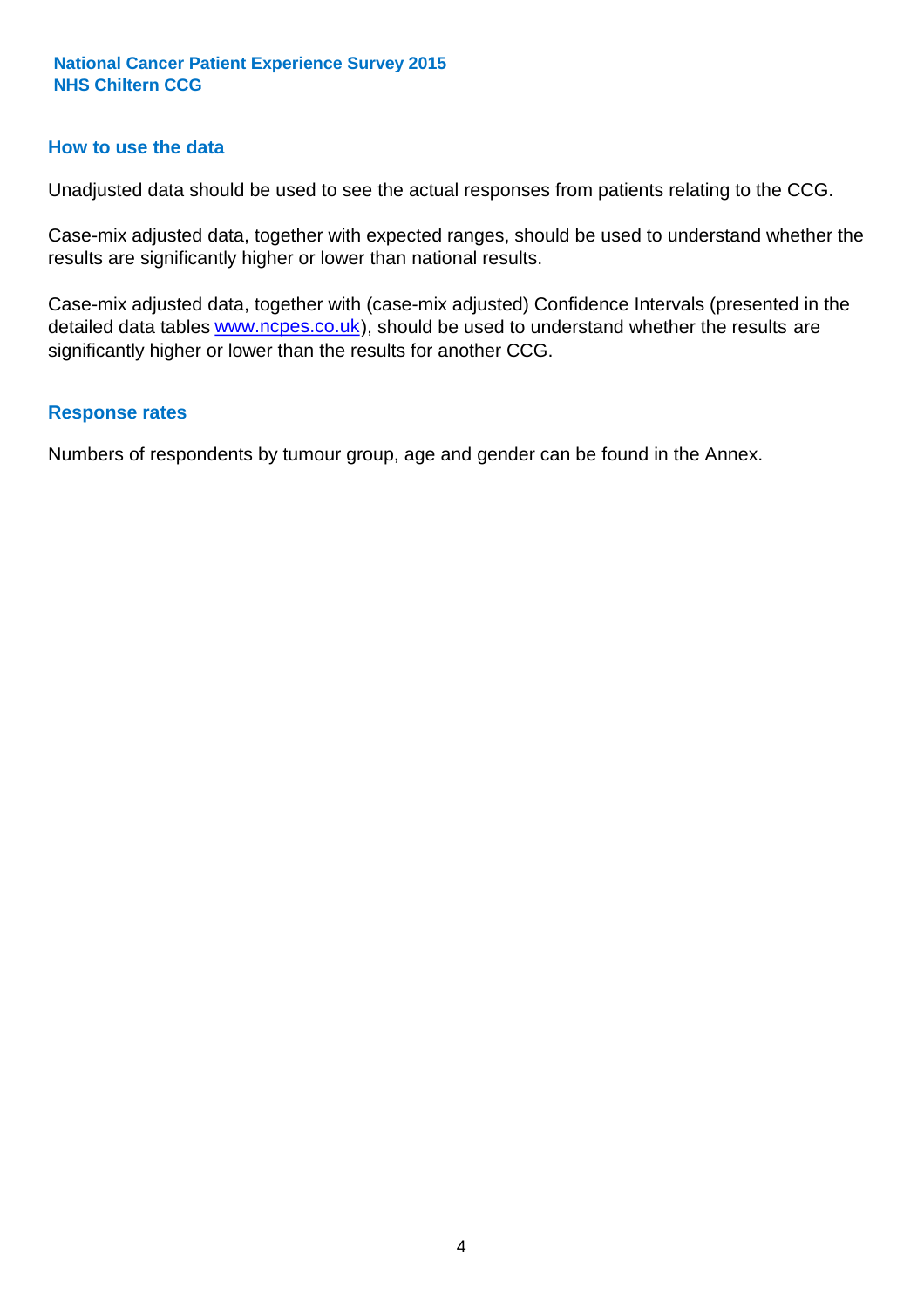## How to use the data

Unadjusted data should be used to see the actual responses from patients relating to the CCG.

Case-mix adjusted data, together with expected ranges, should be used to understand whether the results are significantly higher or lower than national results.

Case-mix adjusted data, together with (case-mix adjusted) Confidence Intervals (presented in the detailed data tables www.ncpes.co.uk), should be used to understand whether the results are significantly higher or lower than the results for another CCG.

## Response rates

Numbers of respondents by tumour group, age and gender can be found in the Annex.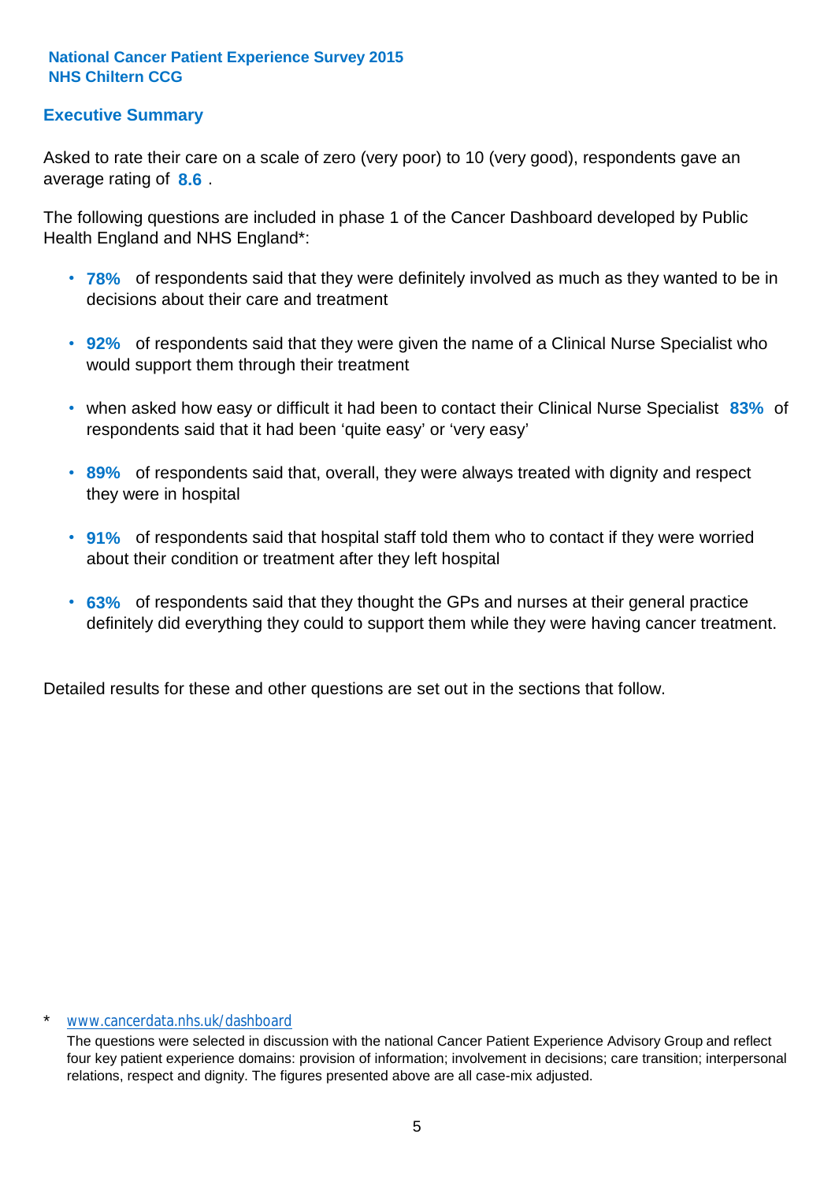**National Cancer Patient Experience Survey 2015**
**NHS Chiltern CCG**

## Executive Summary

Asked to rate their care on a scale of zero (very poor) to 10 (very good), respondents gave an average rating of **8.6** .

The following questions are included in phase 1 of the Cancer Dashboard developed by Public Health England and NHS England*:

- **78%** of respondents said that they were definitely involved as much as they wanted to be in decisions about their care and treatment
- **92%** of respondents said that they were given the name of a Clinical Nurse Specialist who would support them through their treatment
- when asked how easy or difficult it had been to contact their Clinical Nurse Specialist **83%** of respondents said that it had been 'quite easy' or 'very easy'
- **89%** of respondents said that, overall, they were always treated with dignity and respect they were in hospital
- **91%** of respondents said that hospital staff told them who to contact if they were worried about their condition or treatment after they left hospital
- **63%** of respondents said that they thought the GPs and nurses at their general practice definitely did everything they could to support them while they were having cancer treatment.

Detailed results for these and other questions are set out in the sections that follow.

\* www.cancerdata.nhs.uk/dashboard

The questions were selected in discussion with the national Cancer Patient Experience Advisory Group and reflect four key patient experience domains: provision of information; involvement in decisions; care transition; interpersonal relations, respect and dignity. The figures presented above are all case-mix adjusted.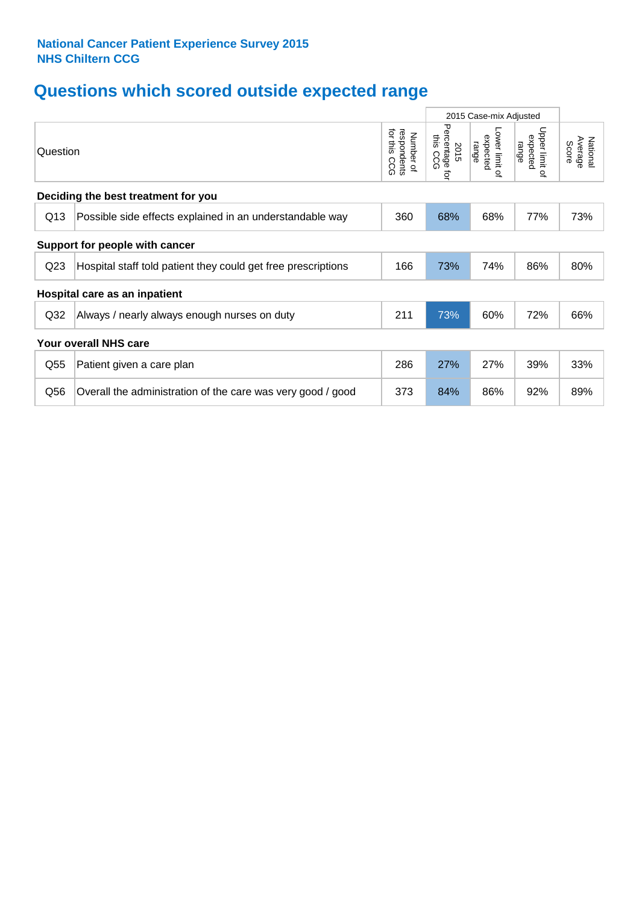**National Cancer Patient Experience Survey 2015**
**NHS Chiltern CCG**

## Questions which scored outside expected range

| Question | | Number of respondents for this CCG | 2015 Case-mix Adjusted: 2015 Percentage for this CCG | 2015 Case-mix Adjusted: Lower limit of expected range | 2015 Case-mix Adjusted: Upper limit of expected range | National Average Score |
|---|---|---|---|---|---|---|
| **Deciding the best treatment for you** | | | | | | |
| Q13 | Possible side effects explained in an understandable way | 360 | 68% | 68% | 77% | 73% |
| **Support for people with cancer** | | | | | | |
| Q23 | Hospital staff told patient they could get free prescriptions | 166 | 73% | 74% | 86% | 80% |
| **Hospital care as an inpatient** | | | | | | |
| Q32 | Always / nearly always enough nurses on duty | 211 | 73% | 60% | 72% | 66% |
| **Your overall NHS care** | | | | | | |
| Q55 | Patient given a care plan | 286 | 27% | 27% | 39% | 33% |
| Q56 | Overall the administration of the care was very good / good | 373 | 84% | 86% | 92% | 89% |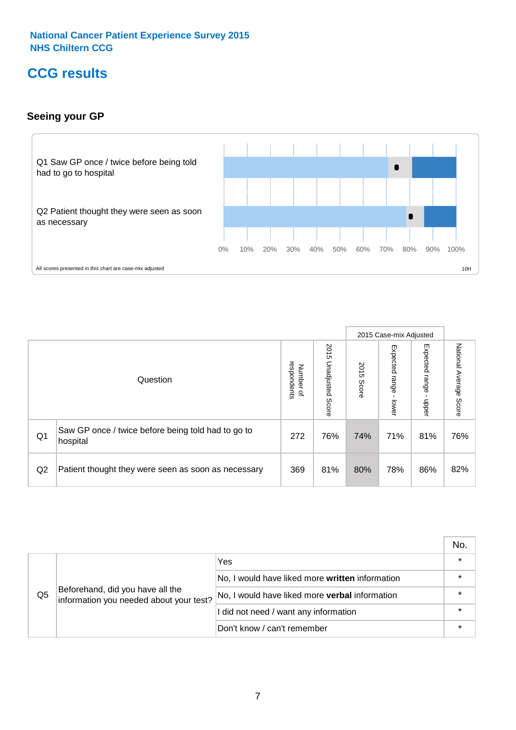National Cancer Patient Experience Survey 2015
NHS Chiltern CCG

# CCG results

## Seeing your GP

Q1 Saw GP once / twice before being told had to go to hospital

Q2 Patient thought they were seen as soon as necessary

0% 10% 20% 30% 40% 50% 60% 70% 80% 90% 100%

All scores presented in this chart are case-mix adjusted

10H

| | Question | Number of respondents | 2015 Unadjusted Score | 2015 Case-mix Adjusted: 2015 Score | 2015 Case-mix Adjusted: Expected range - lower | 2015 Case-mix Adjusted: Expected range - upper | National Average Score |
|---|---|---|---|---|---|---|---|
| Q1 | Saw GP once / twice before being told had to go to hospital | 272 | 76% | 74% | 71% | 81% | 76% |
| Q2 | Patient thought they were seen as soon as necessary | 369 | 81% | 80% | 78% | 86% | 82% |

| | | | No. |
|---|---|---|---|
| Q5 | Beforehand, did you have all the information you needed about your test? | Yes | * |
| | | No, I would have liked more **written** information | * |
| | | No, I would have liked more **verbal** information | * |
| | | I did not need / want any information | * |
| | | Don't know / can't remember | * |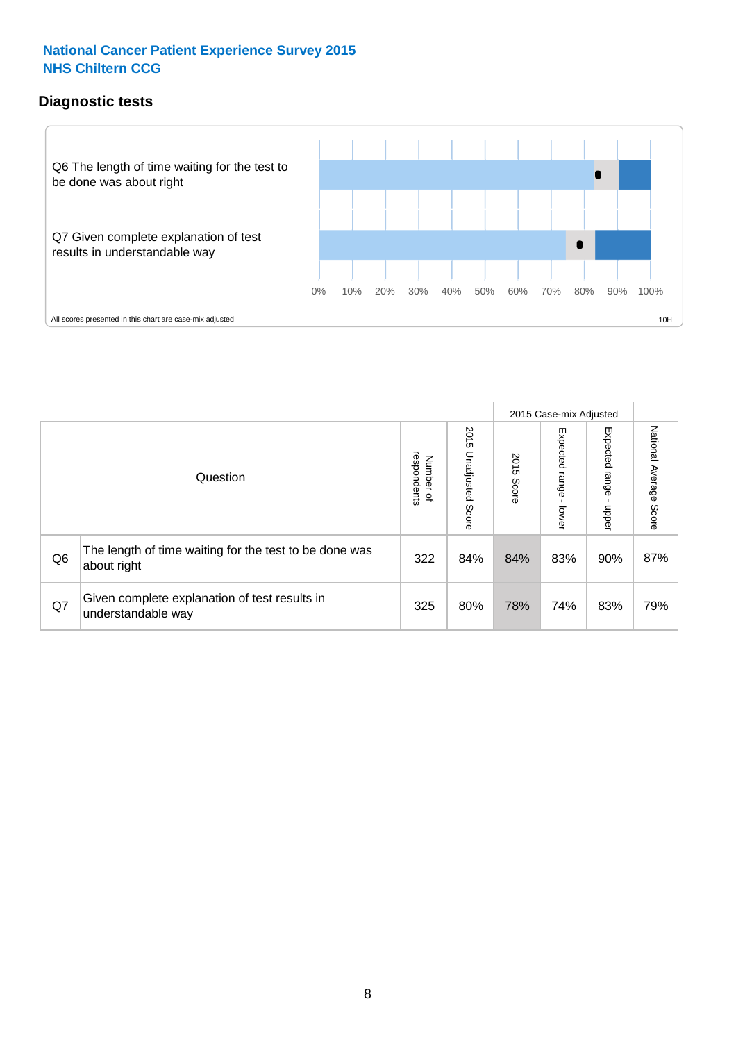National Cancer Patient Experience Survey 2015
NHS Chiltern CCG

## Diagnostic tests

Q6 The length of time waiting for the test to be done was about right

Q7 Given complete explanation of test results in understandable way

0% 10% 20% 30% 40% 50% 60% 70% 80% 90% 100%

All scores presented in this chart are case-mix adjusted

10H

| Question | | Number of respondents | 2015 Unadjusted Score | 2015 Case-mix Adjusted 2015 Score | 2015 Case-mix Adjusted Expected range - lower | 2015 Case-mix Adjusted Expected range - upper | National Average Score |
|---|---|---|---|---|---|---|---|
| Q6 | The length of time waiting for the test to be done was about right | 322 | 84% | 84% | 83% | 90% | 87% |
| Q7 | Given complete explanation of test results in understandable way | 325 | 80% | 78% | 74% | 83% | 79% |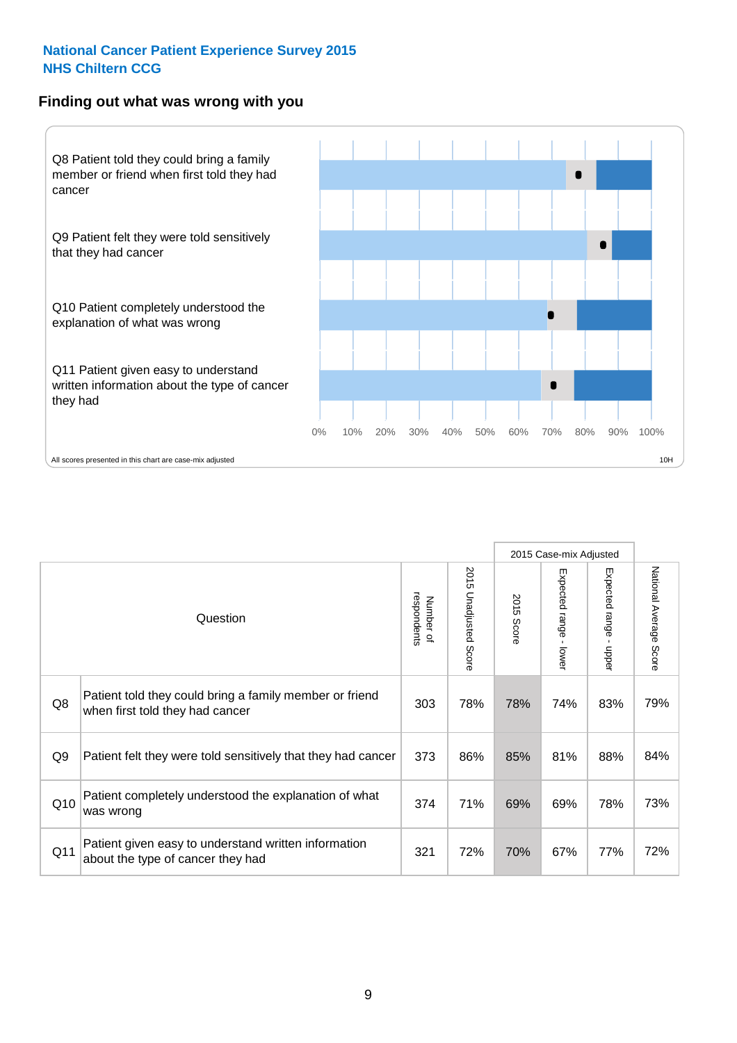**National Cancer Patient Experience Survey 2015**
**NHS Chiltern CCG**

## Finding out what was wrong with you

Q8 Patient told they could bring a family member or friend when first told they had cancer

Q9 Patient felt they were told sensitively that they had cancer

Q10 Patient completely understood the explanation of what was wrong

Q11 Patient given easy to understand written information about the type of cancer they had

0% 10% 20% 30% 40% 50% 60% 70% 80% 90% 100%

All scores presented in this chart are case-mix adjusted

10H

| | Question | Number of respondents | 2015 Unadjusted Score | 2015 Case-mix Adjusted: 2015 Score | 2015 Case-mix Adjusted: Expected range - lower | 2015 Case-mix Adjusted: Expected range - upper | National Average Score |
|---|---|---|---|---|---|---|---|
| Q8 | Patient told they could bring a family member or friend when first told they had cancer | 303 | 78% | 78% | 74% | 83% | 79% |
| Q9 | Patient felt they were told sensitively that they had cancer | 373 | 86% | 85% | 81% | 88% | 84% |
| Q10 | Patient completely understood the explanation of what was wrong | 374 | 71% | 69% | 69% | 78% | 73% |
| Q11 | Patient given easy to understand written information about the type of cancer they had | 321 | 72% | 70% | 67% | 77% | 72% |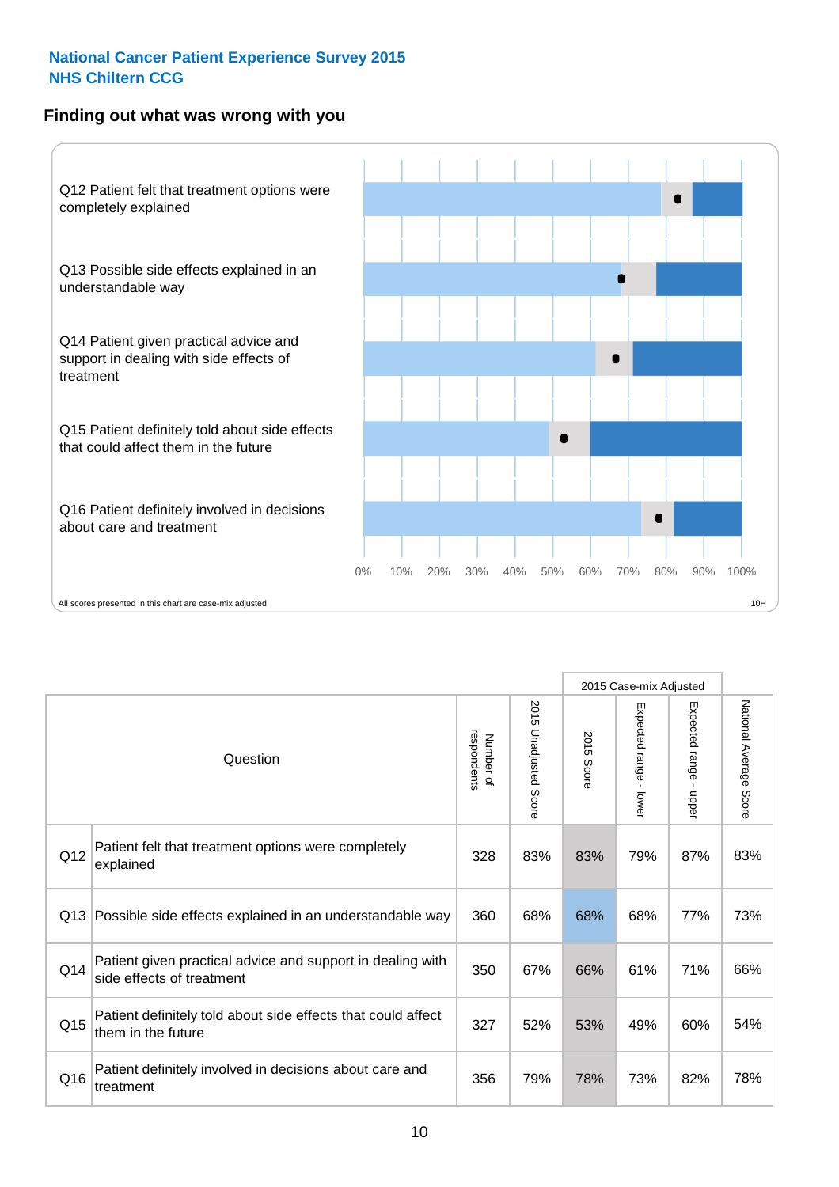National Cancer Patient Experience Survey 2015
NHS Chiltern CCG

## Finding out what was wrong with you

Q12 Patient felt that treatment options were completely explained

Q13 Possible side effects explained in an understandable way

Q14 Patient given practical advice and support in dealing with side effects of treatment

Q15 Patient definitely told about side effects that could affect them in the future

Q16 Patient definitely involved in decisions about care and treatment

0% 10% 20% 30% 40% 50% 60% 70% 80% 90% 100%

All scores presented in this chart are case-mix adjusted

10H

| | Question | Number of respondents | 2015 Unadjusted Score | 2015 Case-mix Adjusted: 2015 Score | 2015 Case-mix Adjusted: Expected range - lower | 2015 Case-mix Adjusted: Expected range - upper | National Average Score |
|---|---|---|---|---|---|---|---|
| Q12 | Patient felt that treatment options were completely explained | 328 | 83% | 83% | 79% | 87% | 83% |
| Q13 | Possible side effects explained in an understandable way | 360 | 68% | 68% | 68% | 77% | 73% |
| Q14 | Patient given practical advice and support in dealing with side effects of treatment | 350 | 67% | 66% | 61% | 71% | 66% |
| Q15 | Patient definitely told about side effects that could affect them in the future | 327 | 52% | 53% | 49% | 60% | 54% |
| Q16 | Patient definitely involved in decisions about care and treatment | 356 | 79% | 78% | 73% | 82% | 78% |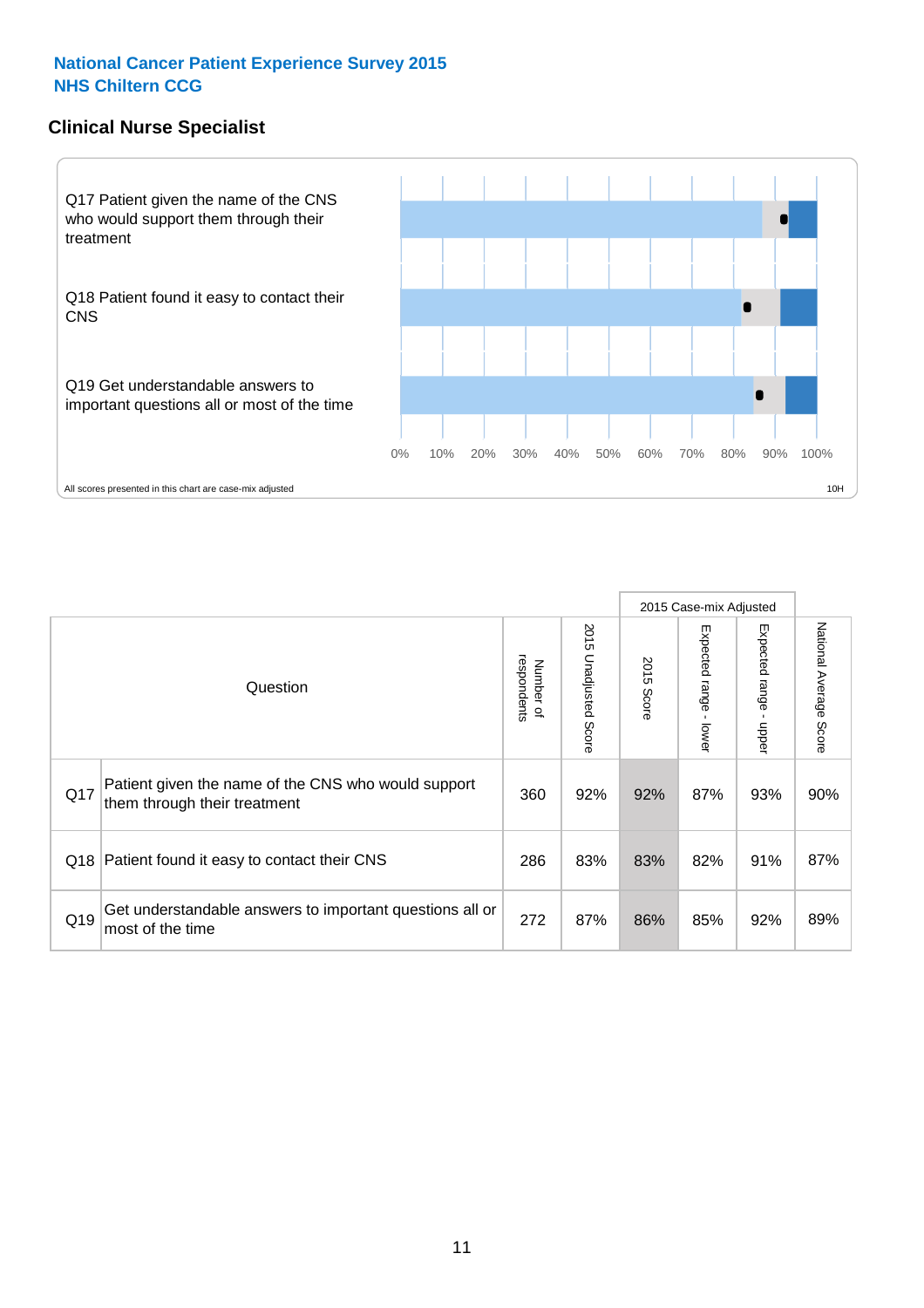**National Cancer Patient Experience Survey 2015**
**NHS Chiltern CCG**

## Clinical Nurse Specialist

Q17 Patient given the name of the CNS who would support them through their treatment

Q18 Patient found it easy to contact their CNS

Q19 Get understandable answers to important questions all or most of the time

0% 10% 20% 30% 40% 50% 60% 70% 80% 90% 100%

All scores presented in this chart are case-mix adjusted

10H

| | Question | Number of respondents | 2015 Unadjusted Score | 2015 Case-mix Adjusted 2015 Score | 2015 Case-mix Adjusted Expected range - lower | 2015 Case-mix Adjusted Expected range - upper | National Average Score |
|---|---|---|---|---|---|---|---|
| Q17 | Patient given the name of the CNS who would support them through their treatment | 360 | 92% | 92% | 87% | 93% | 90% |
| Q18 | Patient found it easy to contact their CNS | 286 | 83% | 83% | 82% | 91% | 87% |
| Q19 | Get understandable answers to important questions all or most of the time | 272 | 87% | 86% | 85% | 92% | 89% |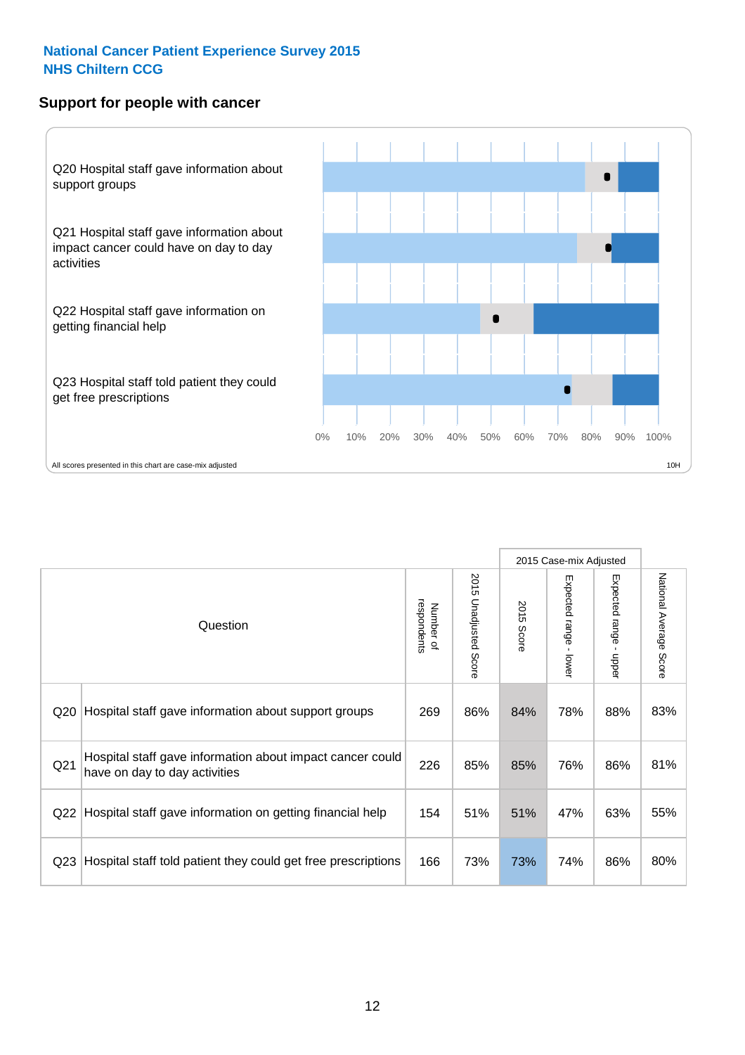**National Cancer Patient Experience Survey 2015**
**NHS Chiltern CCG**

## Support for people with cancer

Q20 Hospital staff gave information about support groups

Q21 Hospital staff gave information about impact cancer could have on day to day activities

Q22 Hospital staff gave information on getting financial help

Q23 Hospital staff told patient they could get free prescriptions

0% 10% 20% 30% 40% 50% 60% 70% 80% 90% 100%

All scores presented in this chart are case-mix adjusted

10H

| | Question | Number of respondents | 2015 Unadjusted Score | 2015 Case-mix Adjusted | | | National Average Score |
|---|---|---|---|---|---|---|---|
| | | | | 2015 Score | Expected range - lower | Expected range - upper | |
| Q20 | Hospital staff gave information about support groups | 269 | 86% | 84% | 78% | 88% | 83% |
| Q21 | Hospital staff gave information about impact cancer could have on day to day activities | 226 | 85% | 85% | 76% | 86% | 81% |
| Q22 | Hospital staff gave information on getting financial help | 154 | 51% | 51% | 47% | 63% | 55% |
| Q23 | Hospital staff told patient they could get free prescriptions | 166 | 73% | 73% | 74% | 86% | 80% |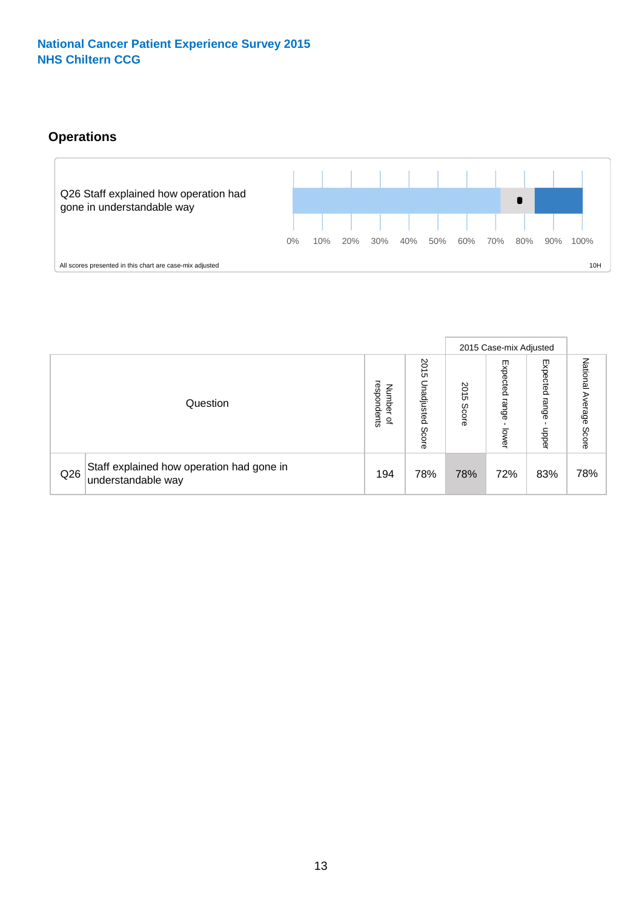**National Cancer Patient Experience Survey 2015**
**NHS Chiltern CCG**

## Operations

Q26 Staff explained how operation had gone in understandable way

0% 10% 20% 30% 40% 50% 60% 70% 80% 90% 100%

All scores presented in this chart are case-mix adjusted

10H

| | Question | Number of respondents | 2015 Unadjusted Score | 2015 Case-mix Adjusted | | | National Average Score |
|---|---|---|---|---|---|---|---|
| | | | | 2015 Score | Expected range - lower | Expected range - upper | |
| Q26 | Staff explained how operation had gone in understandable way | 194 | 78% | 78% | 72% | 83% | 78% |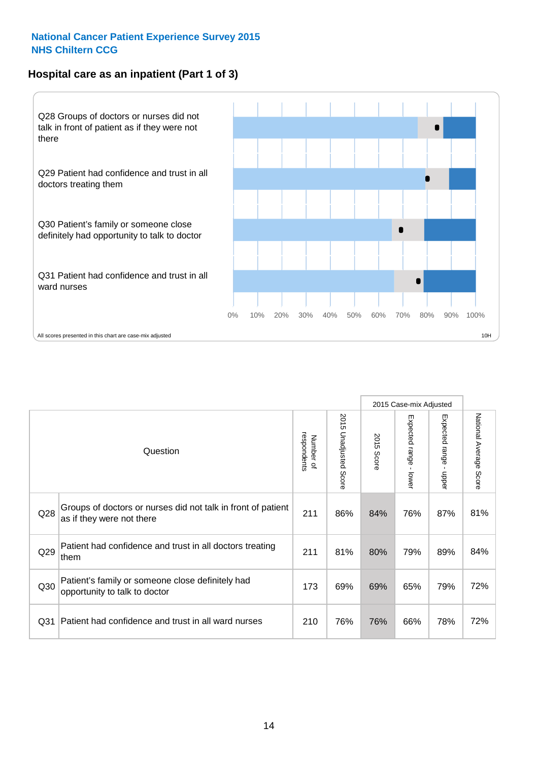**National Cancer Patient Experience Survey 2015**
**NHS Chiltern CCG**

## Hospital care as an inpatient (Part 1 of 3)

Q28 Groups of doctors or nurses did not talk in front of patient as if they were not there

Q29 Patient had confidence and trust in all doctors treating them

Q30 Patient's family or someone close definitely had opportunity to talk to doctor

Q31 Patient had confidence and trust in all ward nurses

0% 10% 20% 30% 40% 50% 60% 70% 80% 90% 100%

All scores presented in this chart are case-mix adjusted

10H

| | Question | Number of respondents | 2015 Unadjusted Score | 2015 Case-mix Adjusted | | | National Average Score |
|---|---|---|---|---|---|---|---|
| | | | | 2015 Score | Expected range - lower | Expected range - upper | |
| Q28 | Groups of doctors or nurses did not talk in front of patient as if they were not there | 211 | 86% | 84% | 76% | 87% | 81% |
| Q29 | Patient had confidence and trust in all doctors treating them | 211 | 81% | 80% | 79% | 89% | 84% |
| Q30 | Patient's family or someone close definitely had opportunity to talk to doctor | 173 | 69% | 69% | 65% | 79% | 72% |
| Q31 | Patient had confidence and trust in all ward nurses | 210 | 76% | 76% | 66% | 78% | 72% |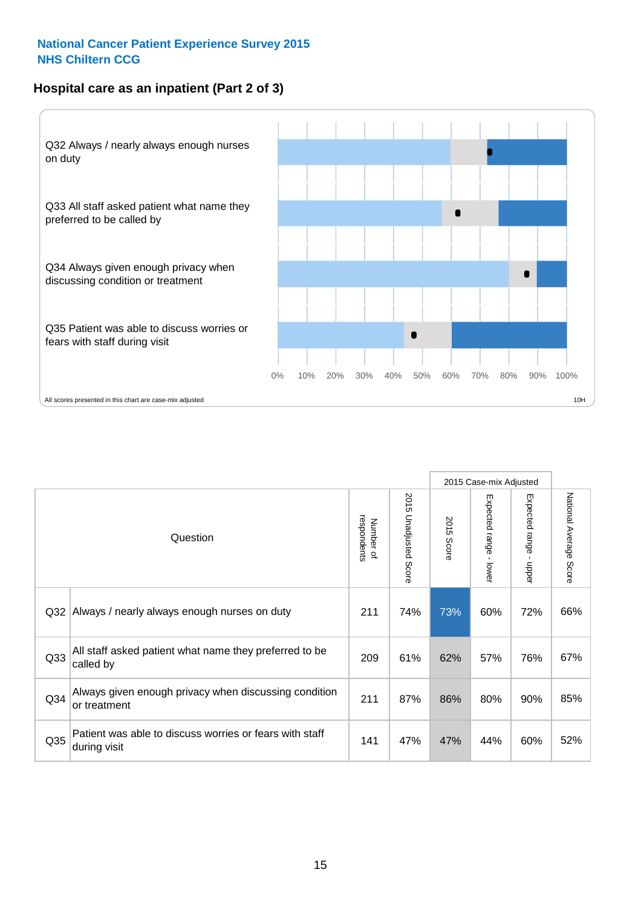National Cancer Patient Experience Survey 2015
NHS Chiltern CCG

## Hospital care as an inpatient (Part 2 of 3)

Q32 Always / nearly always enough nurses on duty

Q33 All staff asked patient what name they preferred to be called by

Q34 Always given enough privacy when discussing condition or treatment

Q35 Patient was able to discuss worries or fears with staff during visit

0% 10% 20% 30% 40% 50% 60% 70% 80% 90% 100%

All scores presented in this chart are case-mix adjusted

10H

| | Question | Number of respondents | 2015 Unadjusted Score | 2015 Case-mix Adjusted | | | National Average Score |
|---|---|---|---|---|---|---|---|
| | | | | 2015 Score | Expected range - lower | Expected range - upper | |
| Q32 | Always / nearly always enough nurses on duty | 211 | 74% | 73% | 60% | 72% | 66% |
| Q33 | All staff asked patient what name they preferred to be called by | 209 | 61% | 62% | 57% | 76% | 67% |
| Q34 | Always given enough privacy when discussing condition or treatment | 211 | 87% | 86% | 80% | 90% | 85% |
| Q35 | Patient was able to discuss worries or fears with staff during visit | 141 | 47% | 47% | 44% | 60% | 52% |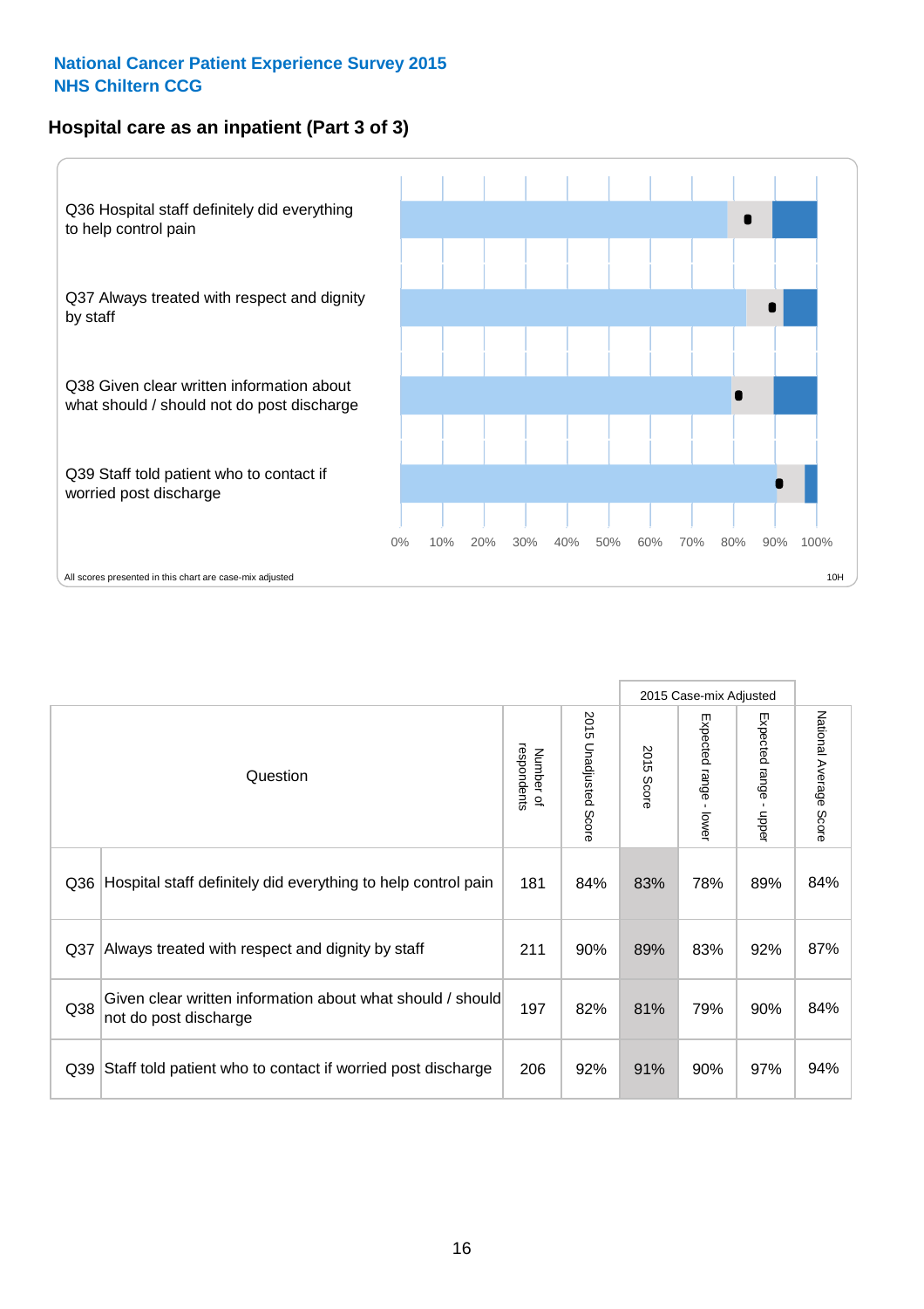National Cancer Patient Experience Survey 2015
NHS Chiltern CCG

## Hospital care as an inpatient (Part 3 of 3)

Q36 Hospital staff definitely did everything to help control pain

Q37 Always treated with respect and dignity by staff

Q38 Given clear written information about what should / should not do post discharge

Q39 Staff told patient who to contact if worried post discharge

0% 10% 20% 30% 40% 50% 60% 70% 80% 90% 100%

All scores presented in this chart are case-mix adjusted

10H

| Question | | Number of respondents | 2015 Unadjusted Score | 2015 Case-mix Adjusted | | | National Average Score |
|---|---|---|---|---|---|---|---|
| | | | | 2015 Score | Expected range - lower | Expected range - upper | |
| Q36 | Hospital staff definitely did everything to help control pain | 181 | 84% | 83% | 78% | 89% | 84% |
| Q37 | Always treated with respect and dignity by staff | 211 | 90% | 89% | 83% | 92% | 87% |
| Q38 | Given clear written information about what should / should not do post discharge | 197 | 82% | 81% | 79% | 90% | 84% |
| Q39 | Staff told patient who to contact if worried post discharge | 206 | 92% | 91% | 90% | 97% | 94% |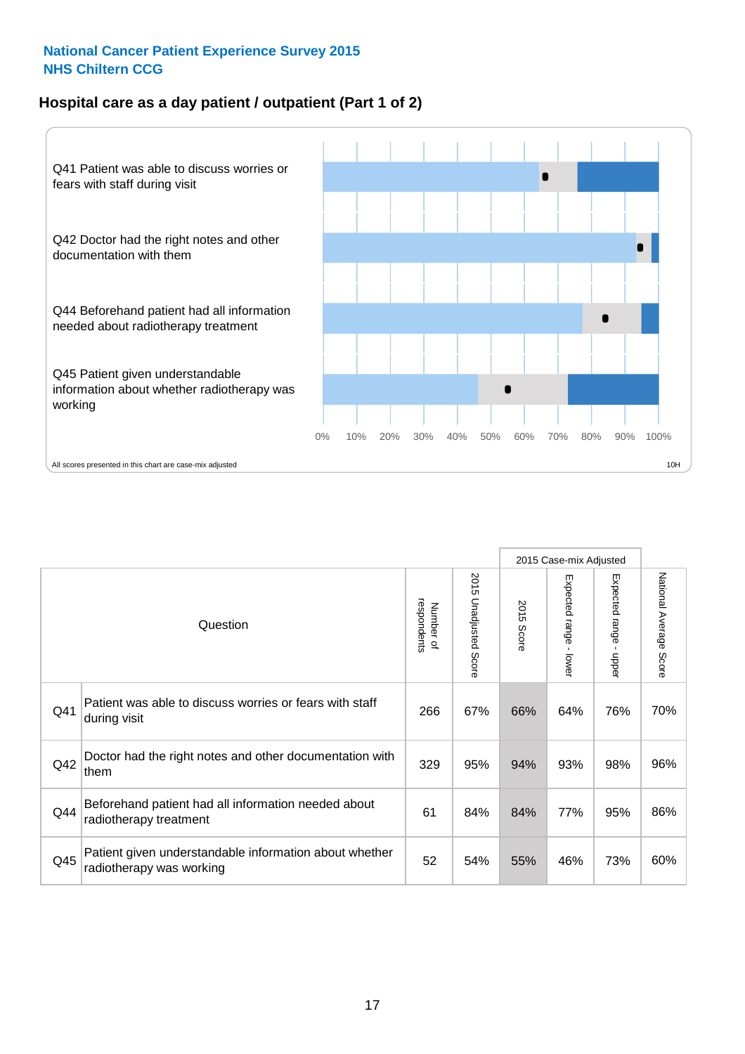**National Cancer Patient Experience Survey 2015**
**NHS Chiltern CCG**

## Hospital care as a day patient / outpatient (Part 1 of 2)

Q41 Patient was able to discuss worries or fears with staff during visit

Q42 Doctor had the right notes and other documentation with them

Q44 Beforehand patient had all information needed about radiotherapy treatment

Q45 Patient given understandable information about whether radiotherapy was working

0% 10% 20% 30% 40% 50% 60% 70% 80% 90% 100%

All scores presented in this chart are case-mix adjusted

10H

| Question | | Number of respondents | 2015 Unadjusted Score | 2015 Case-mix Adjusted | | | National Average Score |
|---|---|---|---|---|---|---|---|
| | | | | 2015 Score | Expected range - lower | Expected range - upper | |
| Q41 | Patient was able to discuss worries or fears with staff during visit | 266 | 67% | 66% | 64% | 76% | 70% |
| Q42 | Doctor had the right notes and other documentation with them | 329 | 95% | 94% | 93% | 98% | 96% |
| Q44 | Beforehand patient had all information needed about radiotherapy treatment | 61 | 84% | 84% | 77% | 95% | 86% |
| Q45 | Patient given understandable information about whether radiotherapy was working | 52 | 54% | 55% | 46% | 73% | 60% |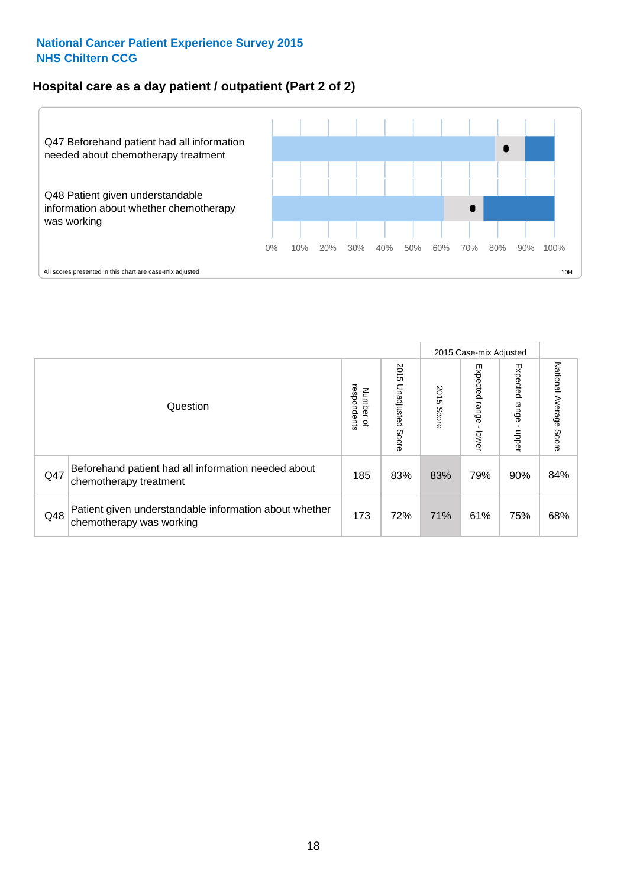**National Cancer Patient Experience Survey 2015**
**NHS Chiltern CCG**

## Hospital care as a day patient / outpatient (Part 2 of 2)

Q47 Beforehand patient had all information needed about chemotherapy treatment

Q48 Patient given understandable information about whether chemotherapy was working

0% 10% 20% 30% 40% 50% 60% 70% 80% 90% 100%

All scores presented in this chart are case-mix adjusted

10H

| | Question | Number of respondents | 2015 Unadjusted Score | 2015 Case-mix Adjusted 2015 Score | Expected range - lower | Expected range - upper | National Average Score |
|---|---|---|---|---|---|---|---|
| Q47 | Beforehand patient had all information needed about chemotherapy treatment | 185 | 83% | 83% | 79% | 90% | 84% |
| Q48 | Patient given understandable information about whether chemotherapy was working | 173 | 72% | 71% | 61% | 75% | 68% |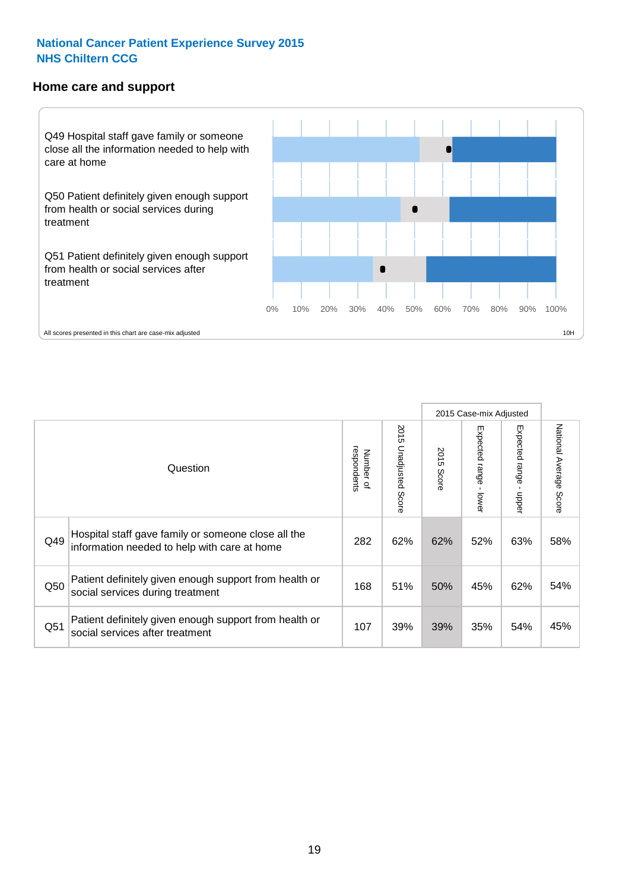**National Cancer Patient Experience Survey 2015**
**NHS Chiltern CCG**

## Home care and support

Q49 Hospital staff gave family or someone close all the information needed to help with care at home

Q50 Patient definitely given enough support from health or social services during treatment

Q51 Patient definitely given enough support from health or social services after treatment

0% 10% 20% 30% 40% 50% 60% 70% 80% 90% 100%

All scores presented in this chart are case-mix adjusted

10H

| Question | | Number of respondents | 2015 Unadjusted Score | 2015 Case-mix Adjusted | | | National Average Score |
|---|---|---|---|---|---|---|---|
| | | | | 2015 Score | Expected range - lower | Expected range - upper | |
| Q49 | Hospital staff gave family or someone close all the information needed to help with care at home | 282 | 62% | 62% | 52% | 63% | 58% |
| Q50 | Patient definitely given enough support from health or social services during treatment | 168 | 51% | 50% | 45% | 62% | 54% |
| Q51 | Patient definitely given enough support from health or social services after treatment | 107 | 39% | 39% | 35% | 54% | 45% |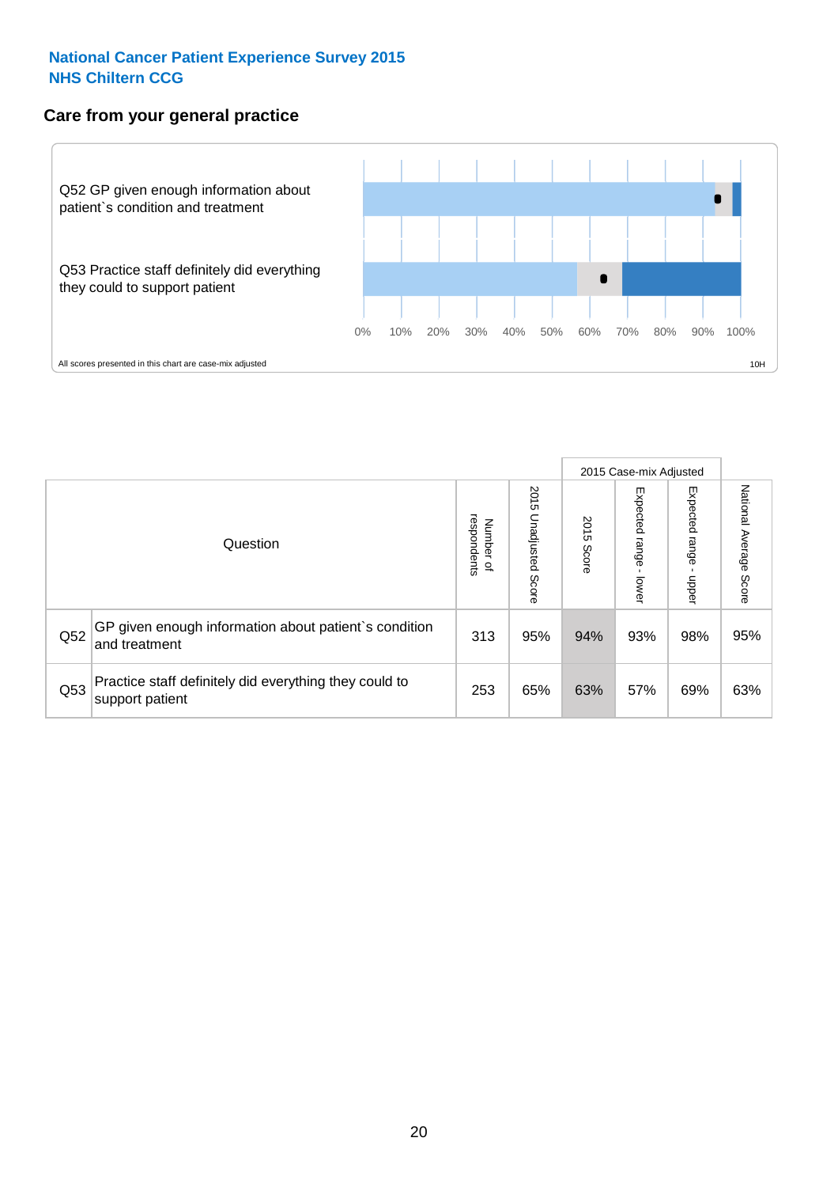National Cancer Patient Experience Survey 2015
NHS Chiltern CCG

## Care from your general practice

Q52 GP given enough information about patient`s condition and treatment

Q53 Practice staff definitely did everything they could to support patient

0% 10% 20% 30% 40% 50% 60% 70% 80% 90% 100%

All scores presented in this chart are case-mix adjusted

10H

| | Question | Number of respondents | 2015 Unadjusted Score | 2015 Case-mix Adjusted: 2015 Score | 2015 Case-mix Adjusted: Expected range - lower | 2015 Case-mix Adjusted: Expected range - upper | National Average Score |
|---|---|---|---|---|---|---|---|
| Q52 | GP given enough information about patient`s condition and treatment | 313 | 95% | 94% | 93% | 98% | 95% |
| Q53 | Practice staff definitely did everything they could to support patient | 253 | 65% | 63% | 57% | 69% | 63% |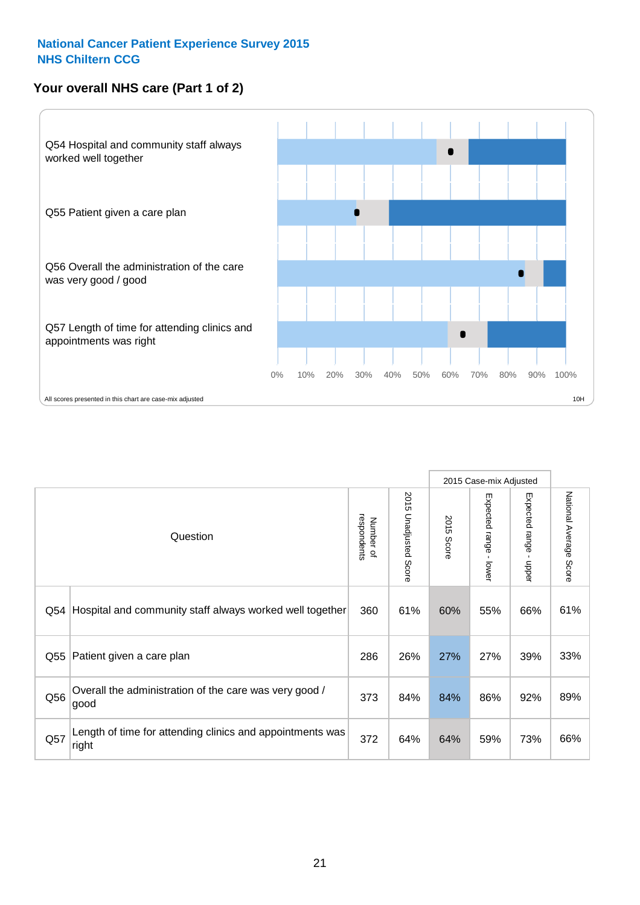# National Cancer Patient Experience Survey 2015
# NHS Chiltern CCG

## Your overall NHS care (Part 1 of 2)

Q54 Hospital and community staff always worked well together

Q55 Patient given a care plan

Q56 Overall the administration of the care was very good / good

Q57 Length of time for attending clinics and appointments was right

0% 10% 20% 30% 40% 50% 60% 70% 80% 90% 100%

All scores presented in this chart are case-mix adjusted

10H

| Question | | Number of respondents | 2015 Unadjusted Score | 2015 Case-mix Adjusted: 2015 Score | 2015 Case-mix Adjusted: Expected range - lower | 2015 Case-mix Adjusted: Expected range - upper | National Average Score |
|---|---|---|---|---|---|---|---|
| Q54 | Hospital and community staff always worked well together | 360 | 61% | 60% | 55% | 66% | 61% |
| Q55 | Patient given a care plan | 286 | 26% | 27% | 27% | 39% | 33% |
| Q56 | Overall the administration of the care was very good / good | 373 | 84% | 84% | 86% | 92% | 89% |
| Q57 | Length of time for attending clinics and appointments was right | 372 | 64% | 64% | 59% | 73% | 66% |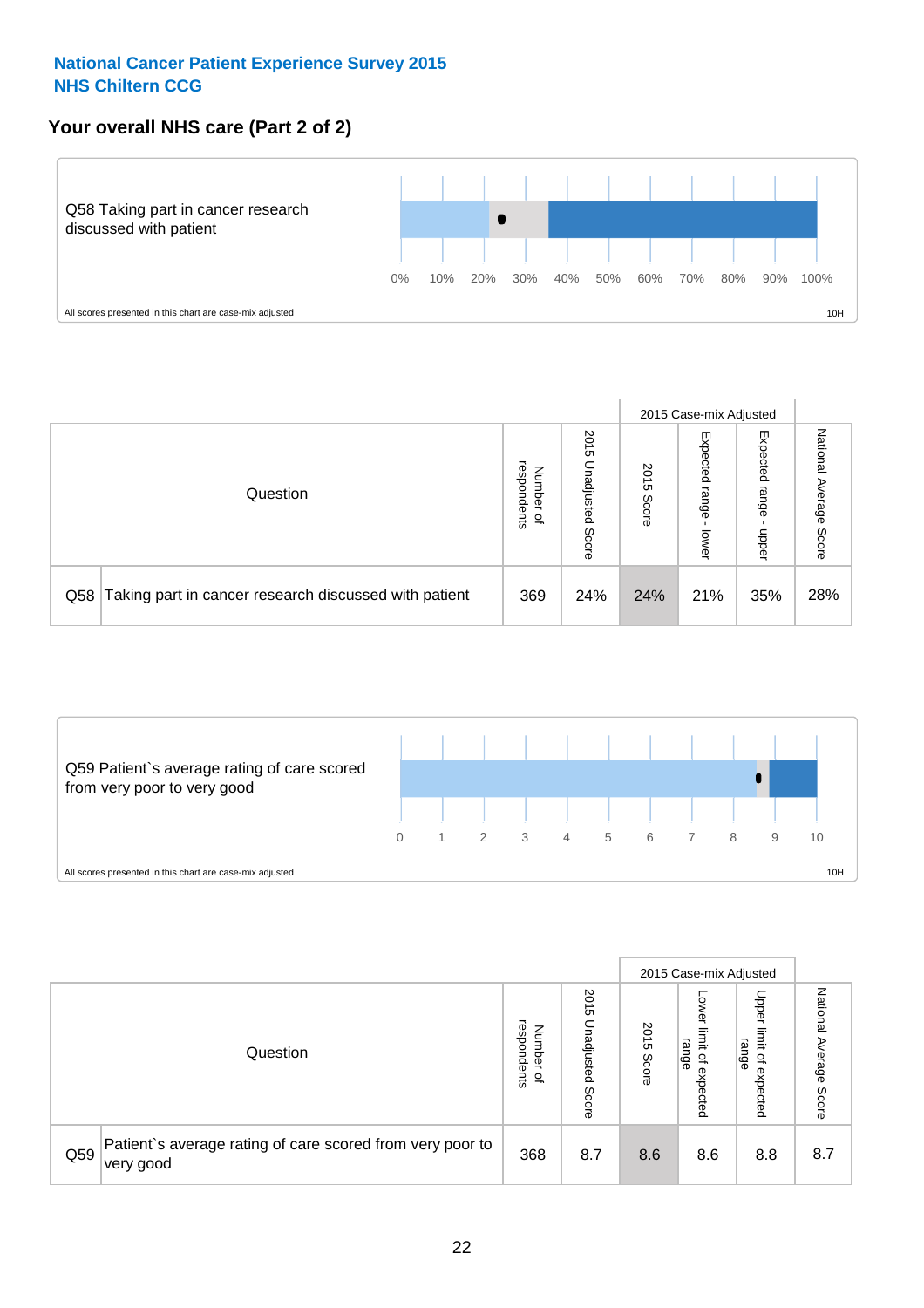**National Cancer Patient Experience Survey 2015**
**NHS Chiltern CCG**

## Your overall NHS care (Part 2 of 2)

Q58 Taking part in cancer research discussed with patient

0% 10% 20% 30% 40% 50% 60% 70% 80% 90% 100%

All scores presented in this chart are case-mix adjusted

10H

| | Question | Number of respondents | 2015 Unadjusted Score | 2015 Case-mix Adjusted | | | National Average Score |
|---|---|---|---|---|---|---|---|
| | | | | 2015 Score | Expected range - lower | Expected range - upper | |
| Q58 | Taking part in cancer research discussed with patient | 369 | 24% | 24% | 21% | 35% | 28% |

Q59 Patient`s average rating of care scored from very poor to very good

0 1 2 3 4 5 6 7 8 9 10

All scores presented in this chart are case-mix adjusted

10H

| | Question | Number of respondents | 2015 Unadjusted Score | 2015 Case-mix Adjusted | | | National Average Score |
|---|---|---|---|---|---|---|---|
| | | | | 2015 Score | Lower limit of expected range | Upper limit of expected range | |
| Q59 | Patient`s average rating of care scored from very poor to very good | 368 | 8.7 | 8.6 | 8.6 | 8.8 | 8.7 |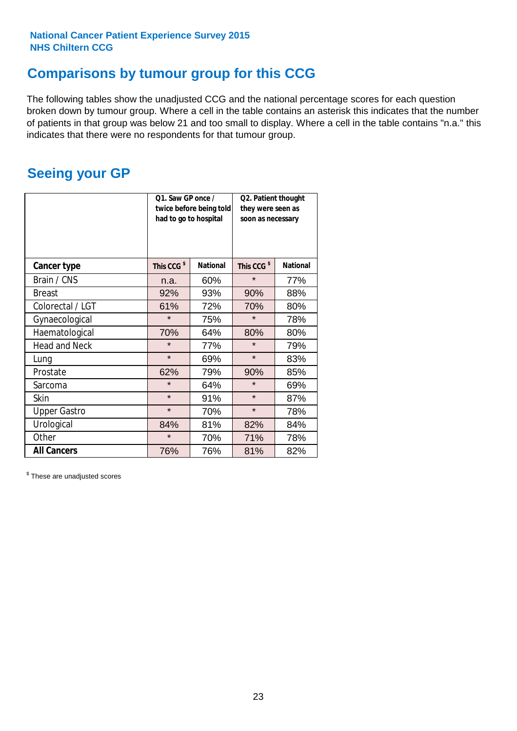National Cancer Patient Experience Survey 2015
NHS Chiltern CCG

# Comparisons by tumour group for this CCG

The following tables show the unadjusted CCG and the national percentage scores for each question broken down by tumour group. Where a cell in the table contains an asterisk this indicates that the number of patients in that group was below 21 and too small to display. Where a cell in the table contains "n.a." this indicates that there were no respondents for that tumour group.

## Seeing your GP

| | Q1. Saw GP once / twice before being told had to go to hospital | | Q2. Patient thought they were seen as soon as necessary | |
|---|---|---|---|---|
| **Cancer type** | This CCG $ | National | This CCG $ | National |
| Brain / CNS | n.a. | 60% | * | 77% |
| Breast | 92% | 93% | 90% | 88% |
| Colorectal / LGT | 61% | 72% | 70% | 80% |
| Gynaecological | * | 75% | * | 78% |
| Haematological | 70% | 64% | 80% | 80% |
| Head and Neck | * | 77% | * | 79% |
| Lung | * | 69% | * | 83% |
| Prostate | 62% | 79% | 90% | 85% |
| Sarcoma | * | 64% | * | 69% |
| Skin | * | 91% | * | 87% |
| Upper Gastro | * | 70% | * | 78% |
| Urological | 84% | 81% | 82% | 84% |
| Other | * | 70% | 71% | 78% |
| **All Cancers** | 76% | 76% | 81% | 82% |

$ These are unadjusted scores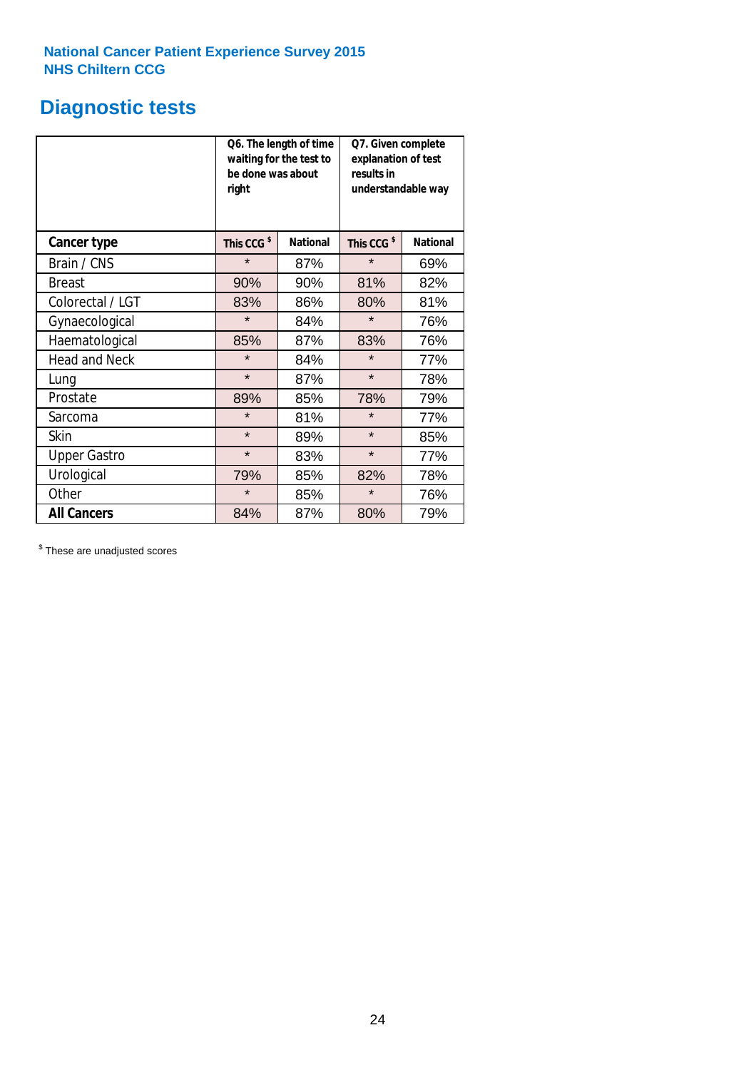National Cancer Patient Experience Survey 2015
NHS Chiltern CCG

# Diagnostic tests

| | Q6. The length of time waiting for the test to be done was about right | | Q7. Given complete explanation of test results in understandable way | |
|---|---|---|---|---|
| **Cancer type** | **This CCG $** | **National** | **This CCG $** | **National** |
| Brain / CNS | * | 87% | * | 69% |
| Breast | 90% | 90% | 81% | 82% |
| Colorectal / LGT | 83% | 86% | 80% | 81% |
| Gynaecological | * | 84% | * | 76% |
| Haematological | 85% | 87% | 83% | 76% |
| Head and Neck | * | 84% | * | 77% |
| Lung | * | 87% | * | 78% |
| Prostate | 89% | 85% | 78% | 79% |
| Sarcoma | * | 81% | * | 77% |
| Skin | * | 89% | * | 85% |
| Upper Gastro | * | 83% | * | 77% |
| Urological | 79% | 85% | 82% | 78% |
| Other | * | 85% | * | 76% |
| **All Cancers** | 84% | 87% | 80% | 79% |

$ These are unadjusted scores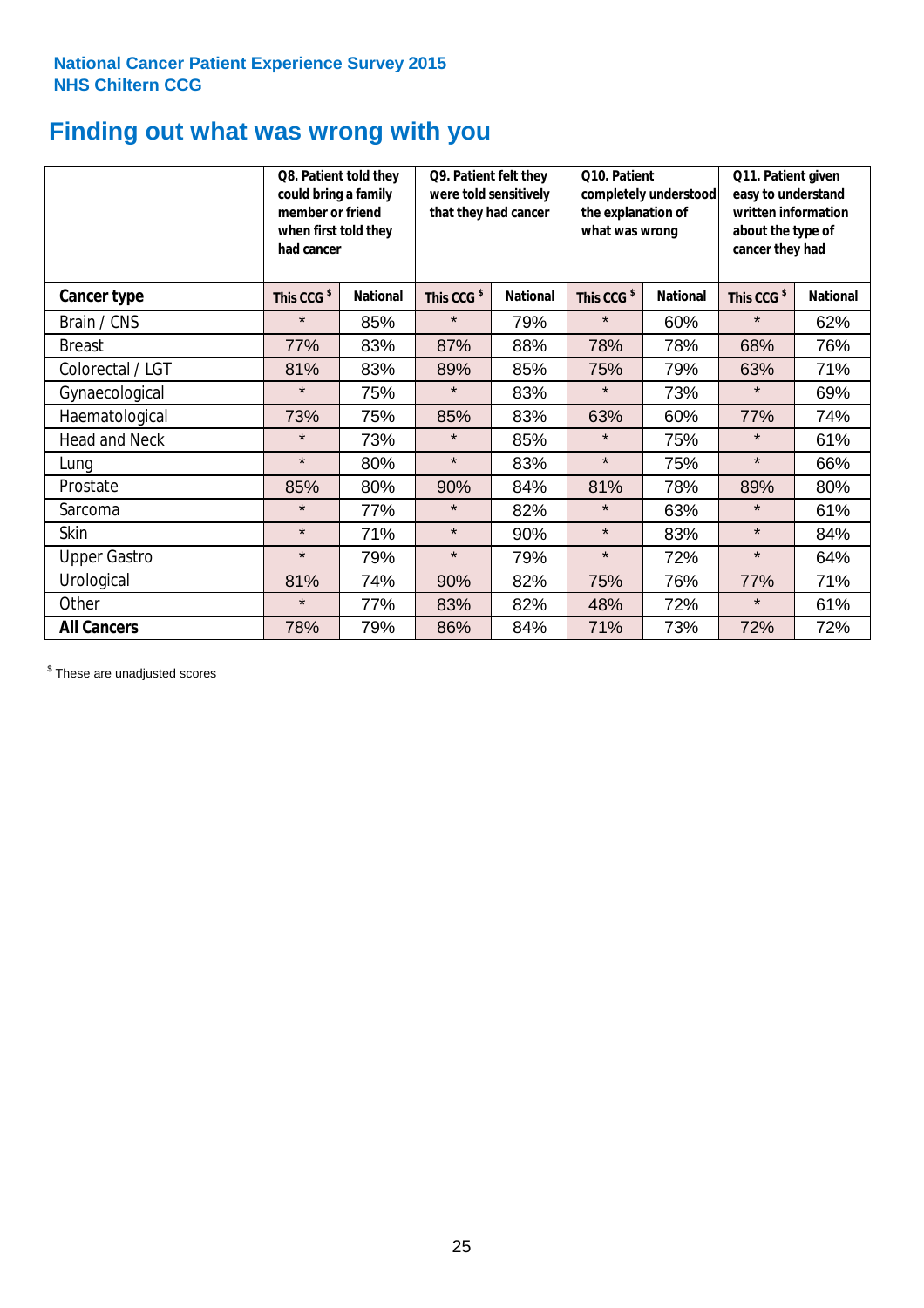National Cancer Patient Experience Survey 2015
NHS Chiltern CCG

# Finding out what was wrong with you

| | Q8. Patient told they could bring a family member or friend when first told they had cancer | | Q9. Patient felt they were told sensitively that they had cancer | | Q10. Patient completely understood the explanation of what was wrong | | Q11. Patient given easy to understand written information about the type of cancer they had | |
|---|---|---|---|---|---|---|---|---|
| **Cancer type** | **This CCG $** | **National** | **This CCG $** | **National** | **This CCG $** | **National** | **This CCG $** | **National** |
| Brain / CNS | * | 85% | * | 79% | * | 60% | * | 62% |
| Breast | 77% | 83% | 87% | 88% | 78% | 78% | 68% | 76% |
| Colorectal / LGT | 81% | 83% | 89% | 85% | 75% | 79% | 63% | 71% |
| Gynaecological | * | 75% | * | 83% | * | 73% | * | 69% |
| Haematological | 73% | 75% | 85% | 83% | 63% | 60% | 77% | 74% |
| Head and Neck | * | 73% | * | 85% | * | 75% | * | 61% |
| Lung | * | 80% | * | 83% | * | 75% | * | 66% |
| Prostate | 85% | 80% | 90% | 84% | 81% | 78% | 89% | 80% |
| Sarcoma | * | 77% | * | 82% | * | 63% | * | 61% |
| Skin | * | 71% | * | 90% | * | 83% | * | 84% |
| Upper Gastro | * | 79% | * | 79% | * | 72% | * | 64% |
| Urological | 81% | 74% | 90% | 82% | 75% | 76% | 77% | 71% |
| Other | * | 77% | 83% | 82% | 48% | 72% | * | 61% |
| **All Cancers** | 78% | 79% | 86% | 84% | 71% | 73% | 72% | 72% |

$ These are unadjusted scores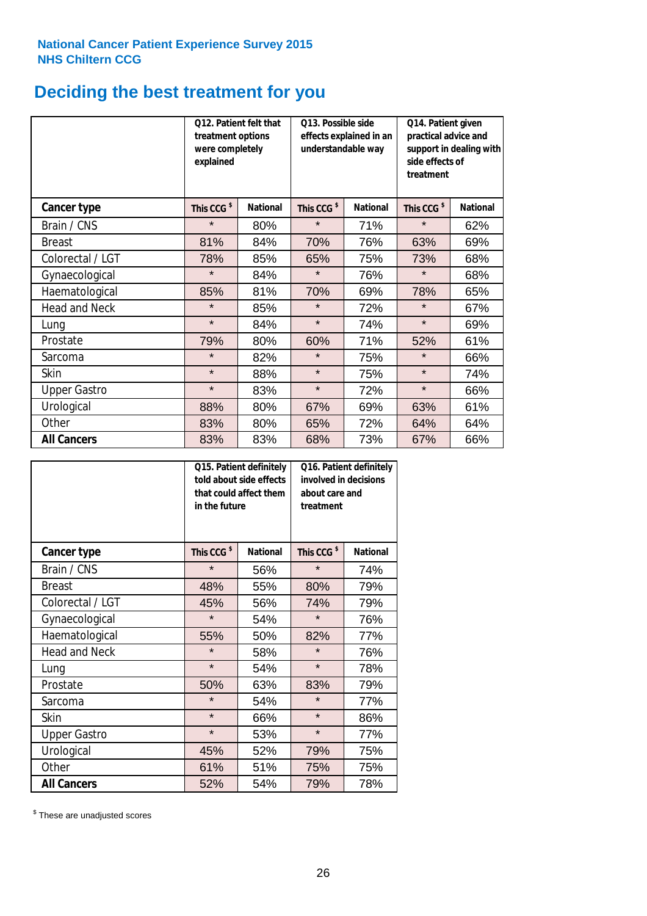**National Cancer Patient Experience Survey 2015**
**NHS Chiltern CCG**

# Deciding the best treatment for you

| | Q12. Patient felt that treatment options were completely explained | | Q13. Possible side effects explained in an understandable way | | Q14. Patient given practical advice and support in dealing with side effects of treatment | |
|---|---|---|---|---|---|---|
| **Cancer type** | **This CCG $** | **National** | **This CCG $** | **National** | **This CCG $** | **National** |
| Brain / CNS | * | 80% | * | 71% | * | 62% |
| Breast | 81% | 84% | 70% | 76% | 63% | 69% |
| Colorectal / LGT | 78% | 85% | 65% | 75% | 73% | 68% |
| Gynaecological | * | 84% | * | 76% | * | 68% |
| Haematological | 85% | 81% | 70% | 69% | 78% | 65% |
| Head and Neck | * | 85% | * | 72% | * | 67% |
| Lung | * | 84% | * | 74% | * | 69% |
| Prostate | 79% | 80% | 60% | 71% | 52% | 61% |
| Sarcoma | * | 82% | * | 75% | * | 66% |
| Skin | * | 88% | * | 75% | * | 74% |
| Upper Gastro | * | 83% | * | 72% | * | 66% |
| Urological | 88% | 80% | 67% | 69% | 63% | 61% |
| Other | 83% | 80% | 65% | 72% | 64% | 64% |
| **All Cancers** | 83% | 83% | 68% | 73% | 67% | 66% |

| | Q15. Patient definitely told about side effects that could affect them in the future | | Q16. Patient definitely involved in decisions about care and treatment | |
|---|---|---|---|---|
| **Cancer type** | **This CCG $** | **National** | **This CCG $** | **National** |
| Brain / CNS | * | 56% | * | 74% |
| Breast | 48% | 55% | 80% | 79% |
| Colorectal / LGT | 45% | 56% | 74% | 79% |
| Gynaecological | * | 54% | * | 76% |
| Haematological | 55% | 50% | 82% | 77% |
| Head and Neck | * | 58% | * | 76% |
| Lung | * | 54% | * | 78% |
| Prostate | 50% | 63% | 83% | 79% |
| Sarcoma | * | 54% | * | 77% |
| Skin | * | 66% | * | 86% |
| Upper Gastro | * | 53% | * | 77% |
| Urological | 45% | 52% | 79% | 75% |
| Other | 61% | 51% | 75% | 75% |
| **All Cancers** | 52% | 54% | 79% | 78% |

$ These are unadjusted scores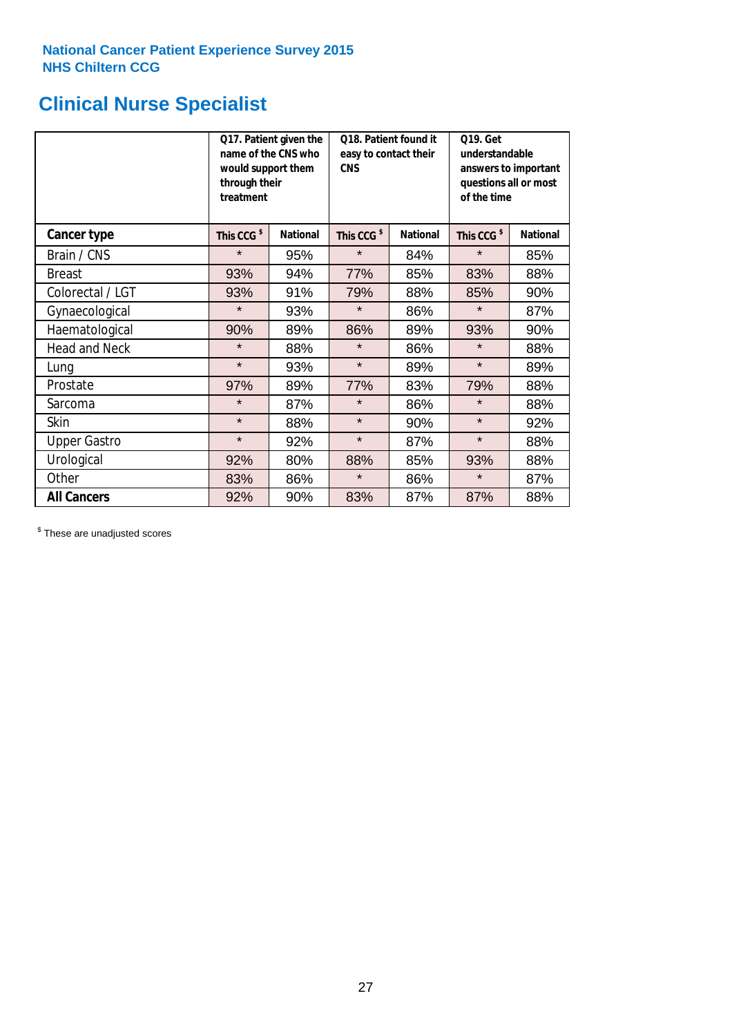National Cancer Patient Experience Survey 2015
NHS Chiltern CCG

# Clinical Nurse Specialist

| | Q17. Patient given the name of the CNS who would support them through their treatment | | Q18. Patient found it easy to contact their CNS | | Q19. Get understandable answers to important questions all or most of the time | |
|---|---|---|---|---|---|---|
| **Cancer type** | **This CCG $** | **National** | **This CCG $** | **National** | **This CCG $** | **National** |
| Brain / CNS | * | 95% | * | 84% | * | 85% |
| Breast | 93% | 94% | 77% | 85% | 83% | 88% |
| Colorectal / LGT | 93% | 91% | 79% | 88% | 85% | 90% |
| Gynaecological | * | 93% | * | 86% | * | 87% |
| Haematological | 90% | 89% | 86% | 89% | 93% | 90% |
| Head and Neck | * | 88% | * | 86% | * | 88% |
| Lung | * | 93% | * | 89% | * | 89% |
| Prostate | 97% | 89% | 77% | 83% | 79% | 88% |
| Sarcoma | * | 87% | * | 86% | * | 88% |
| Skin | * | 88% | * | 90% | * | 92% |
| Upper Gastro | * | 92% | * | 87% | * | 88% |
| Urological | 92% | 80% | 88% | 85% | 93% | 88% |
| Other | 83% | 86% | * | 86% | * | 87% |
| **All Cancers** | 92% | 90% | 83% | 87% | 87% | 88% |

$ These are unadjusted scores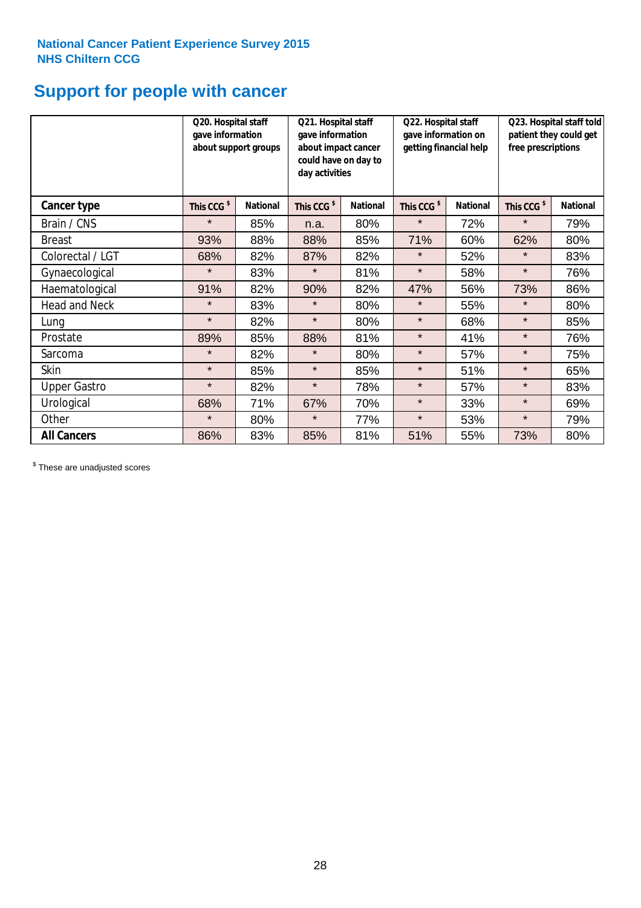National Cancer Patient Experience Survey 2015
NHS Chiltern CCG

# Support for people with cancer

| | Q20. Hospital staff gave information about support groups | | Q21. Hospital staff gave information about impact cancer could have on day to day activities | | Q22. Hospital staff gave information on getting financial help | | Q23. Hospital staff told patient they could get free prescriptions | |
|---|---|---|---|---|---|---|---|---|
| **Cancer type** | **This CCG $** | **National** | **This CCG $** | **National** | **This CCG $** | **National** | **This CCG $** | **National** |
| Brain / CNS | * | 85% | n.a. | 80% | * | 72% | * | 79% |
| Breast | 93% | 88% | 88% | 85% | 71% | 60% | 62% | 80% |
| Colorectal / LGT | 68% | 82% | 87% | 82% | * | 52% | * | 83% |
| Gynaecological | * | 83% | * | 81% | * | 58% | * | 76% |
| Haematological | 91% | 82% | 90% | 82% | 47% | 56% | 73% | 86% |
| Head and Neck | * | 83% | * | 80% | * | 55% | * | 80% |
| Lung | * | 82% | * | 80% | * | 68% | * | 85% |
| Prostate | 89% | 85% | 88% | 81% | * | 41% | * | 76% |
| Sarcoma | * | 82% | * | 80% | * | 57% | * | 75% |
| Skin | * | 85% | * | 85% | * | 51% | * | 65% |
| Upper Gastro | * | 82% | * | 78% | * | 57% | * | 83% |
| Urological | 68% | 71% | 67% | 70% | * | 33% | * | 69% |
| Other | * | 80% | * | 77% | * | 53% | * | 79% |
| **All Cancers** | 86% | 83% | 85% | 81% | 51% | 55% | 73% | 80% |

$ These are unadjusted scores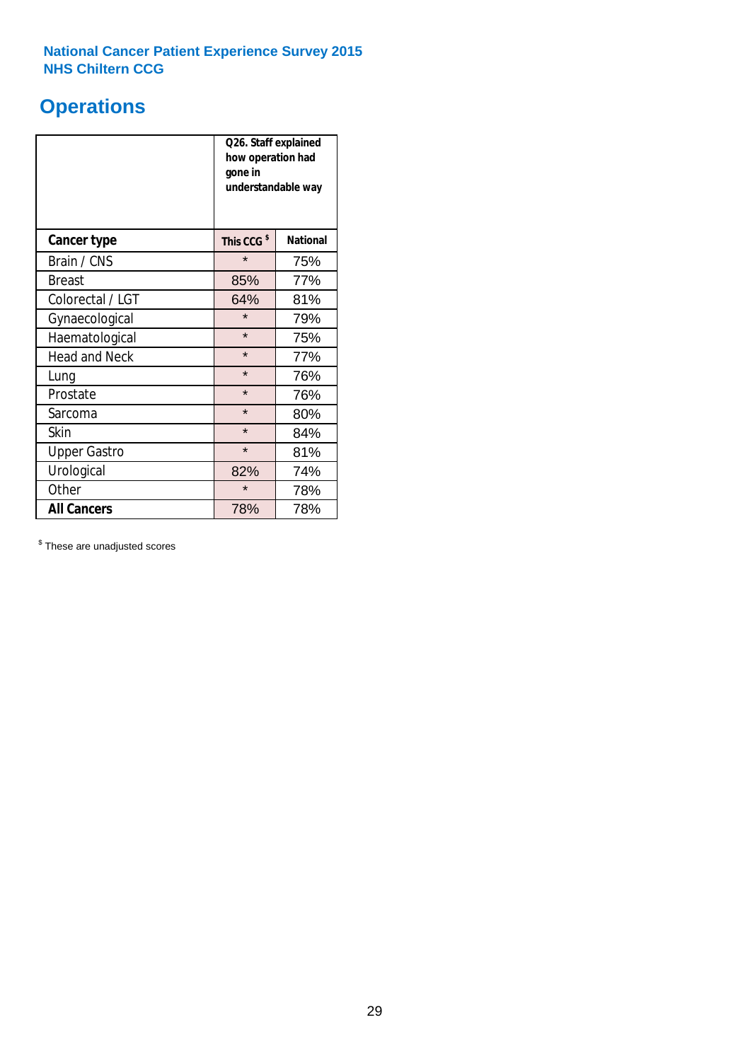National Cancer Patient Experience Survey 2015
NHS Chiltern CCG

# Operations

| | Q26. Staff explained how operation had gone in understandable way | |
|---|---|---|
| **Cancer type** | **This CCG [$]** | **National** |
| Brain / CNS | * | 75% |
| Breast | 85% | 77% |
| Colorectal / LGT | 64% | 81% |
| Gynaecological | * | 79% |
| Haematological | * | 75% |
| Head and Neck | * | 77% |
| Lung | * | 76% |
| Prostate | * | 76% |
| Sarcoma | * | 80% |
| Skin | * | 84% |
| Upper Gastro | * | 81% |
| Urological | 82% | 74% |
| Other | * | 78% |
| **All Cancers** | 78% | 78% |

[$] These are unadjusted scores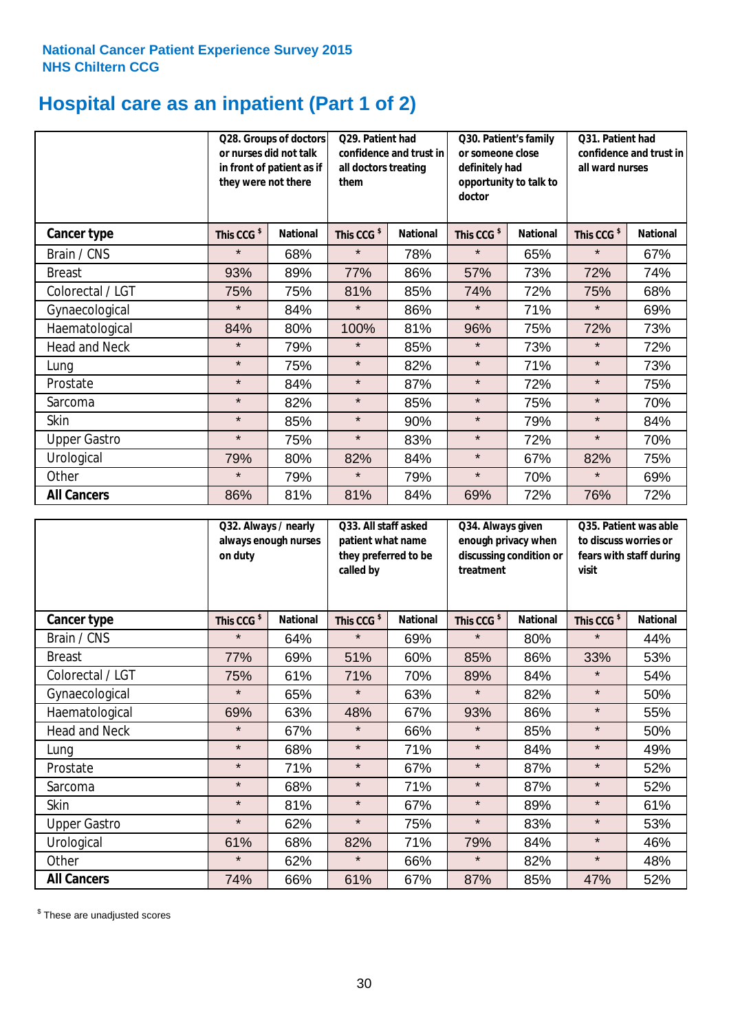**National Cancer Patient Experience Survey 2015**
**NHS Chiltern CCG**

# Hospital care as an inpatient (Part 1 of 2)

| | Q28. Groups of doctors or nurses did not talk in front of patient as if they were not there | | Q29. Patient had confidence and trust in all doctors treating them | | Q30. Patient's family or someone close definitely had opportunity to talk to doctor | | Q31. Patient had confidence and trust in all ward nurses | |
|---|---|---|---|---|---|---|---|---|
| **Cancer type** | **This CCG $** | **National** | **This CCG $** | **National** | **This CCG $** | **National** | **This CCG $** | **National** |
| Brain / CNS | * | 68% | * | 78% | * | 65% | * | 67% |
| Breast | 93% | 89% | 77% | 86% | 57% | 73% | 72% | 74% |
| Colorectal / LGT | 75% | 75% | 81% | 85% | 74% | 72% | 75% | 68% |
| Gynaecological | * | 84% | * | 86% | * | 71% | * | 69% |
| Haematological | 84% | 80% | 100% | 81% | 96% | 75% | 72% | 73% |
| Head and Neck | * | 79% | * | 85% | * | 73% | * | 72% |
| Lung | * | 75% | * | 82% | * | 71% | * | 73% |
| Prostate | * | 84% | * | 87% | * | 72% | * | 75% |
| Sarcoma | * | 82% | * | 85% | * | 75% | * | 70% |
| Skin | * | 85% | * | 90% | * | 79% | * | 84% |
| Upper Gastro | * | 75% | * | 83% | * | 72% | * | 70% |
| Urological | 79% | 80% | 82% | 84% | * | 67% | 82% | 75% |
| Other | * | 79% | * | 79% | * | 70% | * | 69% |
| **All Cancers** | 86% | 81% | 81% | 84% | 69% | 72% | 76% | 72% |

| | Q32. Always / nearly always enough nurses on duty | | Q33. All staff asked patient what name they preferred to be called by | | Q34. Always given enough privacy when discussing condition or treatment | | Q35. Patient was able to discuss worries or fears with staff during visit | |
|---|---|---|---|---|---|---|---|---|
| **Cancer type** | **This CCG $** | **National** | **This CCG $** | **National** | **This CCG $** | **National** | **This CCG $** | **National** |
| Brain / CNS | * | 64% | * | 69% | * | 80% | * | 44% |
| Breast | 77% | 69% | 51% | 60% | 85% | 86% | 33% | 53% |
| Colorectal / LGT | 75% | 61% | 71% | 70% | 89% | 84% | * | 54% |
| Gynaecological | * | 65% | * | 63% | * | 82% | * | 50% |
| Haematological | 69% | 63% | 48% | 67% | 93% | 86% | * | 55% |
| Head and Neck | * | 67% | * | 66% | * | 85% | * | 50% |
| Lung | * | 68% | * | 71% | * | 84% | * | 49% |
| Prostate | * | 71% | * | 67% | * | 87% | * | 52% |
| Sarcoma | * | 68% | * | 71% | * | 87% | * | 52% |
| Skin | * | 81% | * | 67% | * | 89% | * | 61% |
| Upper Gastro | * | 62% | * | 75% | * | 83% | * | 53% |
| Urological | 61% | 68% | 82% | 71% | 79% | 84% | * | 46% |
| Other | * | 62% | * | 66% | * | 82% | * | 48% |
| **All Cancers** | 74% | 66% | 61% | 67% | 87% | 85% | 47% | 52% |

$ These are unadjusted scores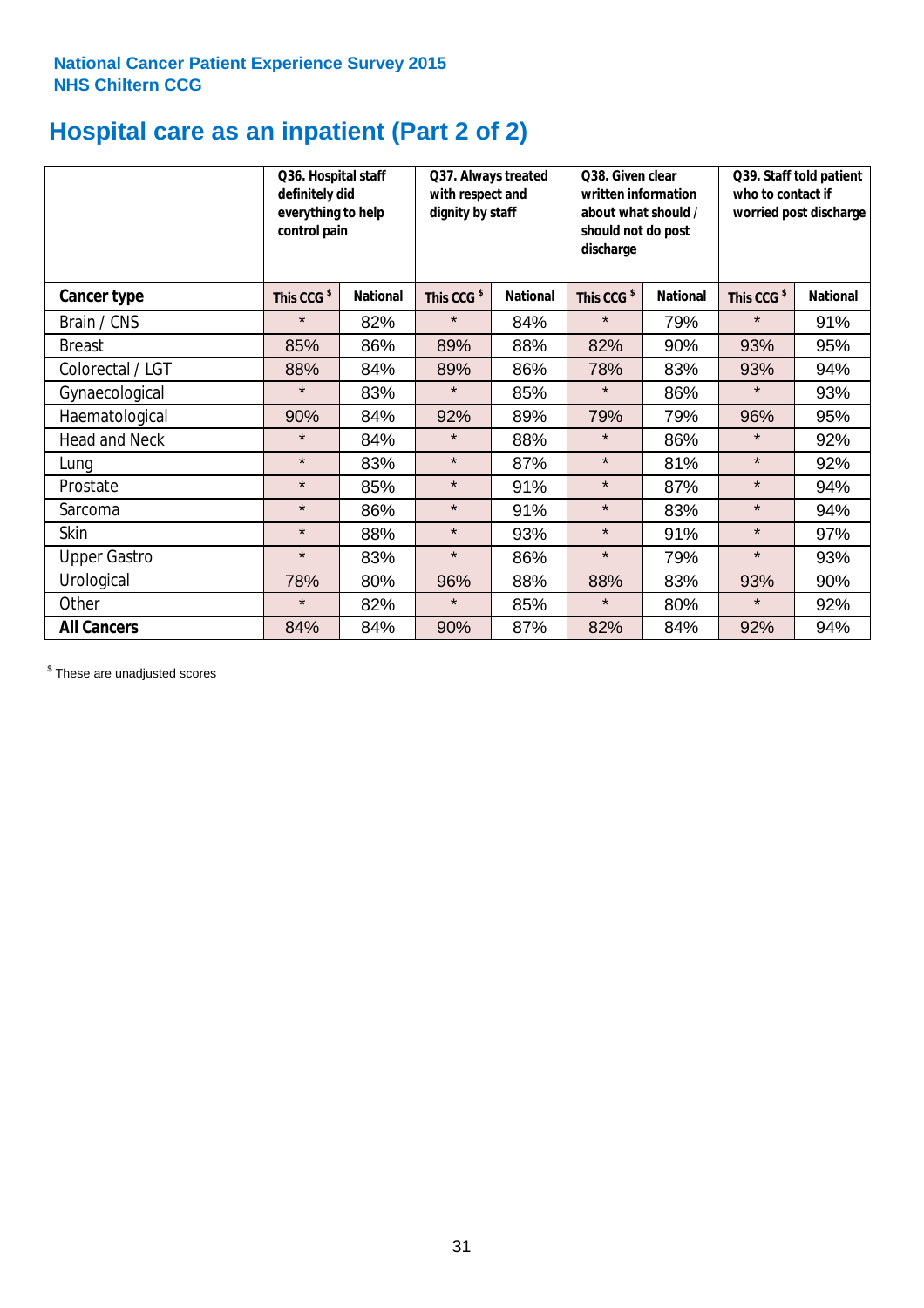**National Cancer Patient Experience Survey 2015**
**NHS Chiltern CCG**

# Hospital care as an inpatient (Part 2 of 2)

| | Q36. Hospital staff definitely did everything to help control pain | | Q37. Always treated with respect and dignity by staff | | Q38. Given clear written information about what should / should not do post discharge | | Q39. Staff told patient who to contact if worried post discharge | |
|---|---|---|---|---|---|---|---|---|
| **Cancer type** | **This CCG $** | **National** | **This CCG $** | **National** | **This CCG $** | **National** | **This CCG $** | **National** |
| Brain / CNS | * | 82% | * | 84% | * | 79% | * | 91% |
| Breast | 85% | 86% | 89% | 88% | 82% | 90% | 93% | 95% |
| Colorectal / LGT | 88% | 84% | 89% | 86% | 78% | 83% | 93% | 94% |
| Gynaecological | * | 83% | * | 85% | * | 86% | * | 93% |
| Haematological | 90% | 84% | 92% | 89% | 79% | 79% | 96% | 95% |
| Head and Neck | * | 84% | * | 88% | * | 86% | * | 92% |
| Lung | * | 83% | * | 87% | * | 81% | * | 92% |
| Prostate | * | 85% | * | 91% | * | 87% | * | 94% |
| Sarcoma | * | 86% | * | 91% | * | 83% | * | 94% |
| Skin | * | 88% | * | 93% | * | 91% | * | 97% |
| Upper Gastro | * | 83% | * | 86% | * | 79% | * | 93% |
| Urological | 78% | 80% | 96% | 88% | 88% | 83% | 93% | 90% |
| Other | * | 82% | * | 85% | * | 80% | * | 92% |
| **All Cancers** | 84% | 84% | 90% | 87% | 82% | 84% | 92% | 94% |

$ These are unadjusted scores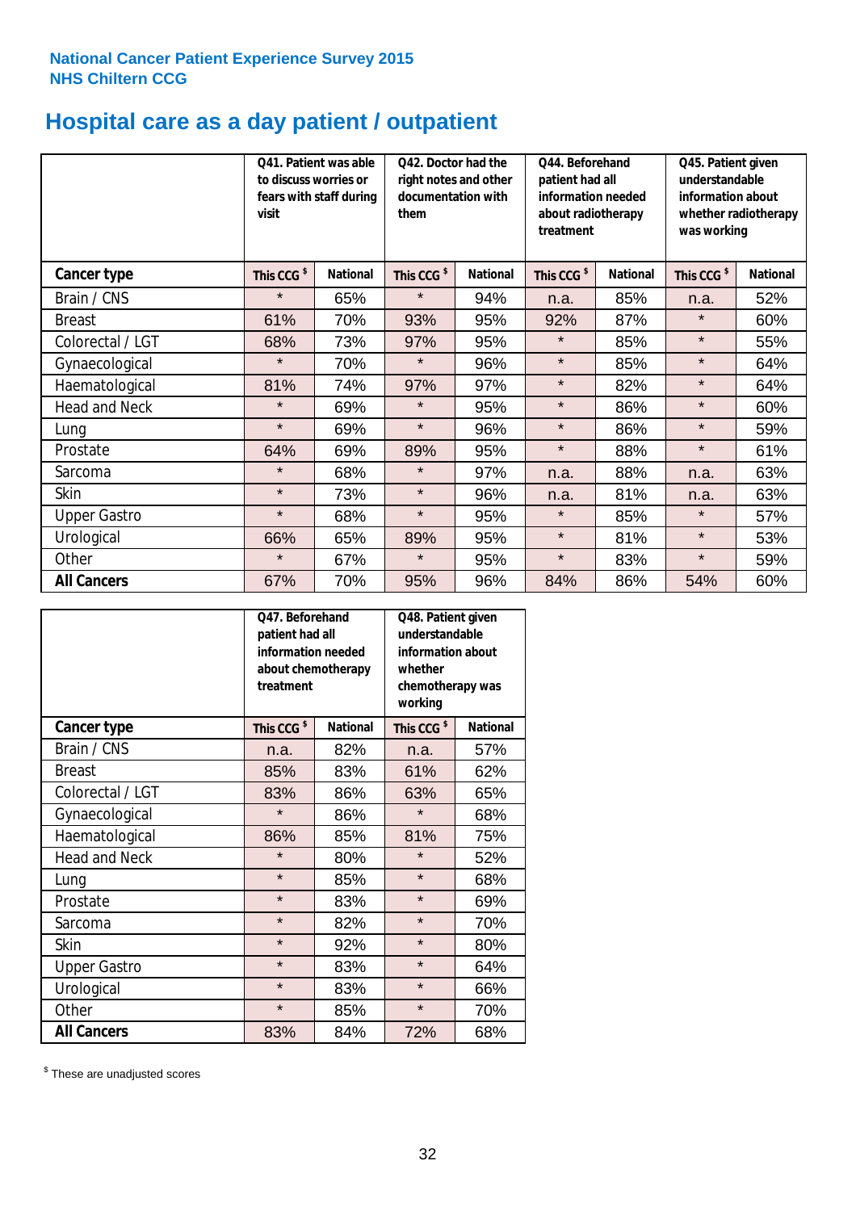National Cancer Patient Experience Survey 2015
NHS Chiltern CCG

# Hospital care as a day patient / outpatient

| | Q41. Patient was able to discuss worries or fears with staff during visit | | Q42. Doctor had the right notes and other documentation with them | | Q44. Beforehand patient had all information needed about radiotherapy treatment | | Q45. Patient given understandable information about whether radiotherapy was working | |
|---|---|---|---|---|---|---|---|---|
| **Cancer type** | This CCG $ | National | This CCG $ | National | This CCG $ | National | This CCG $ | National |
| Brain / CNS | * | 65% | * | 94% | n.a. | 85% | n.a. | 52% |
| Breast | 61% | 70% | 93% | 95% | 92% | 87% | * | 60% |
| Colorectal / LGT | 68% | 73% | 97% | 95% | * | 85% | * | 55% |
| Gynaecological | * | 70% | * | 96% | * | 85% | * | 64% |
| Haematological | 81% | 74% | 97% | 97% | * | 82% | * | 64% |
| Head and Neck | * | 69% | * | 95% | * | 86% | * | 60% |
| Lung | * | 69% | * | 96% | * | 86% | * | 59% |
| Prostate | 64% | 69% | 89% | 95% | * | 88% | * | 61% |
| Sarcoma | * | 68% | * | 97% | n.a. | 88% | n.a. | 63% |
| Skin | * | 73% | * | 96% | n.a. | 81% | n.a. | 63% |
| Upper Gastro | * | 68% | * | 95% | * | 85% | * | 57% |
| Urological | 66% | 65% | 89% | 95% | * | 81% | * | 53% |
| Other | * | 67% | * | 95% | * | 83% | * | 59% |
| **All Cancers** | 67% | 70% | 95% | 96% | 84% | 86% | 54% | 60% |

| | Q47. Beforehand patient had all information needed about chemotherapy treatment | | Q48. Patient given understandable information about whether chemotherapy was working | |
|---|---|---|---|---|
| **Cancer type** | This CCG $ | National | This CCG $ | National |
| Brain / CNS | n.a. | 82% | n.a. | 57% |
| Breast | 85% | 83% | 61% | 62% |
| Colorectal / LGT | 83% | 86% | 63% | 65% |
| Gynaecological | * | 86% | * | 68% |
| Haematological | 86% | 85% | 81% | 75% |
| Head and Neck | * | 80% | * | 52% |
| Lung | * | 85% | * | 68% |
| Prostate | * | 83% | * | 69% |
| Sarcoma | * | 82% | * | 70% |
| Skin | * | 92% | * | 80% |
| Upper Gastro | * | 83% | * | 64% |
| Urological | * | 83% | * | 66% |
| Other | * | 85% | * | 70% |
| **All Cancers** | 83% | 84% | 72% | 68% |

$ These are unadjusted scores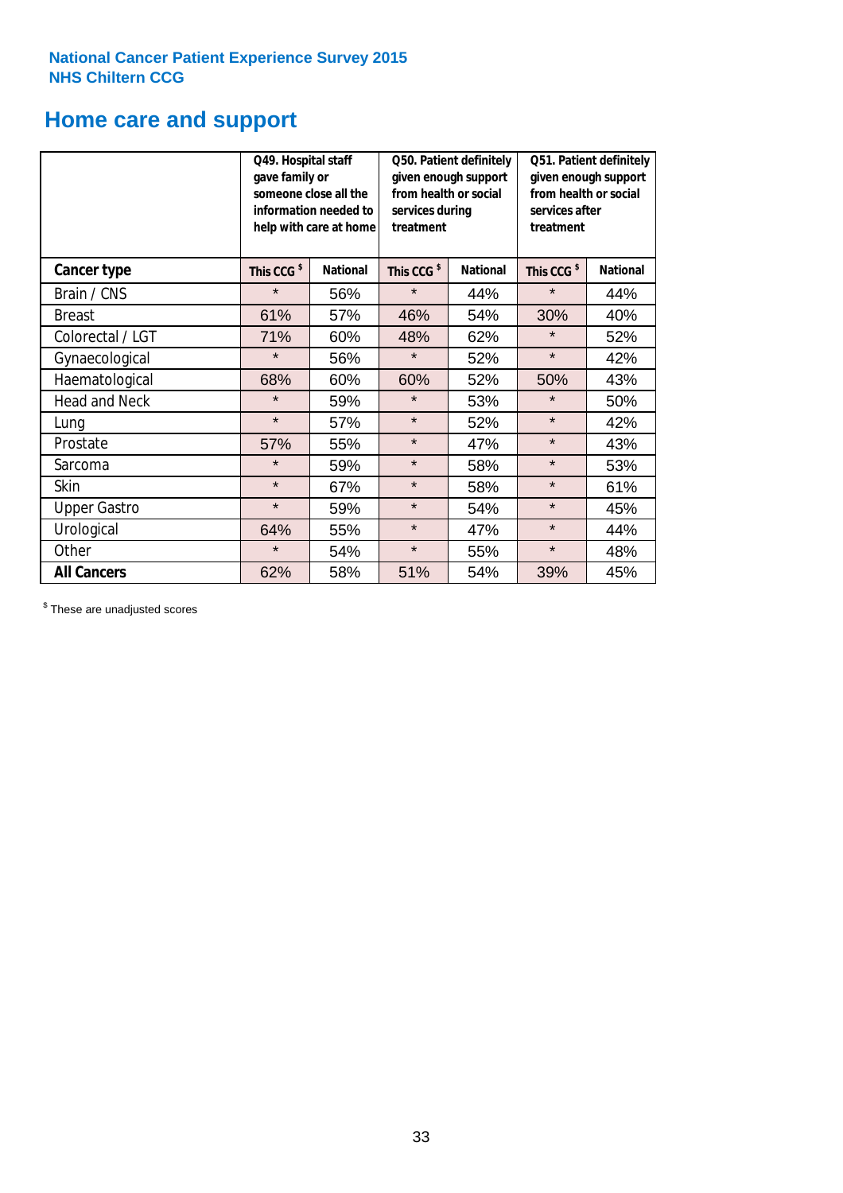National Cancer Patient Experience Survey 2015
NHS Chiltern CCG

# Home care and support

| | Q49. Hospital staff gave family or someone close all the information needed to help with care at home | | Q50. Patient definitely given enough support from health or social services during treatment | | Q51. Patient definitely given enough support from health or social services after treatment | |
|---|---|---|---|---|---|---|
| **Cancer type** | **This CCG $** | **National** | **This CCG $** | **National** | **This CCG $** | **National** |
| Brain / CNS | * | 56% | * | 44% | * | 44% |
| Breast | 61% | 57% | 46% | 54% | 30% | 40% |
| Colorectal / LGT | 71% | 60% | 48% | 62% | * | 52% |
| Gynaecological | * | 56% | * | 52% | * | 42% |
| Haematological | 68% | 60% | 60% | 52% | 50% | 43% |
| Head and Neck | * | 59% | * | 53% | * | 50% |
| Lung | * | 57% | * | 52% | * | 42% |
| Prostate | 57% | 55% | * | 47% | * | 43% |
| Sarcoma | * | 59% | * | 58% | * | 53% |
| Skin | * | 67% | * | 58% | * | 61% |
| Upper Gastro | * | 59% | * | 54% | * | 45% |
| Urological | 64% | 55% | * | 47% | * | 44% |
| Other | * | 54% | * | 55% | * | 48% |
| **All Cancers** | 62% | 58% | 51% | 54% | 39% | 45% |

$ These are unadjusted scores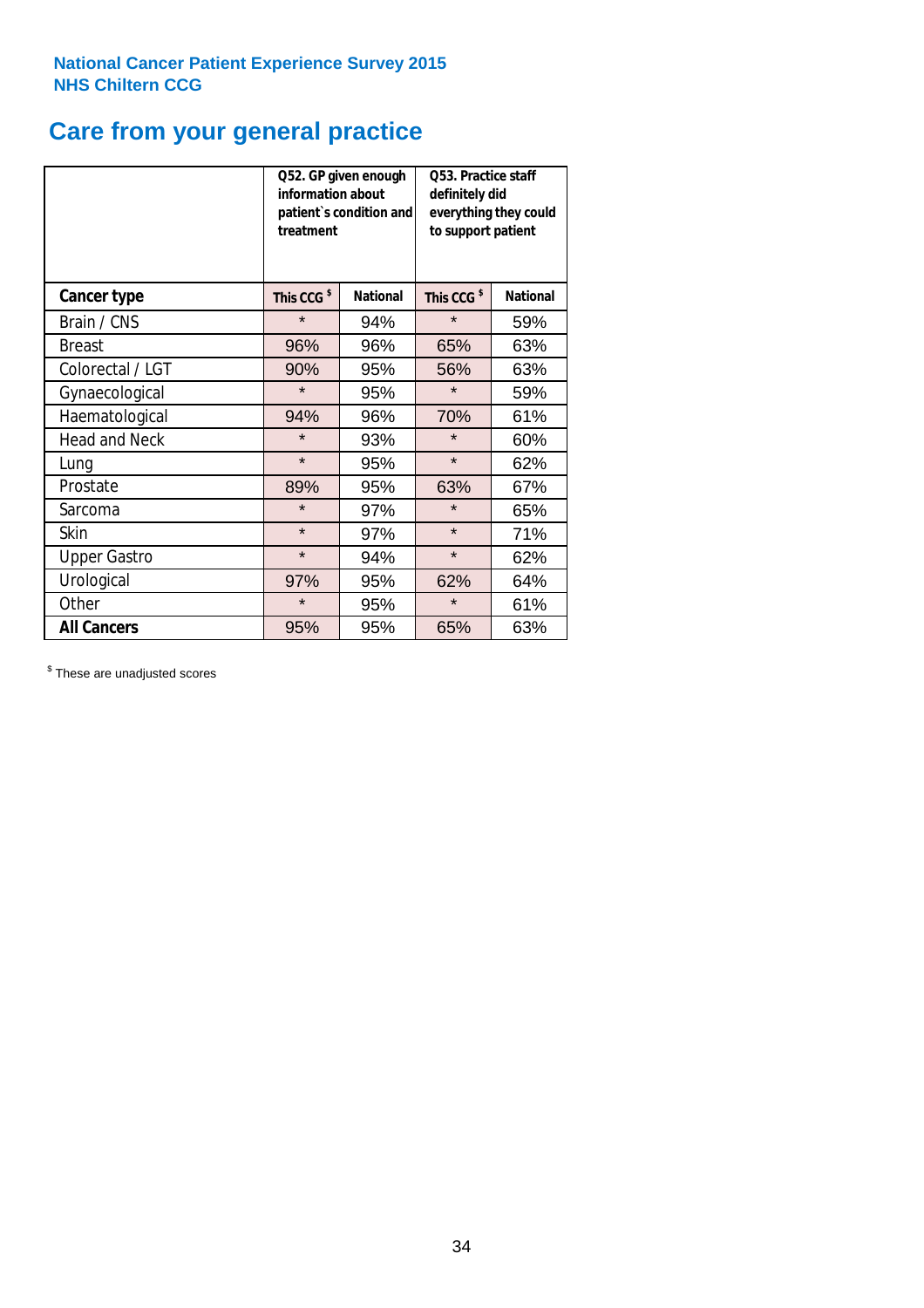National Cancer Patient Experience Survey 2015
NHS Chiltern CCG

## Care from your general practice

| | Q52. GP given enough information about patient`s condition and treatment | | Q53. Practice staff definitely did everything they could to support patient | |
|---|---|---|---|---|
| **Cancer type** | This CCG $ | National | This CCG $ | National |
| Brain / CNS | * | 94% | * | 59% |
| Breast | 96% | 96% | 65% | 63% |
| Colorectal / LGT | 90% | 95% | 56% | 63% |
| Gynaecological | * | 95% | * | 59% |
| Haematological | 94% | 96% | 70% | 61% |
| Head and Neck | * | 93% | * | 60% |
| Lung | * | 95% | * | 62% |
| Prostate | 89% | 95% | 63% | 67% |
| Sarcoma | * | 97% | * | 65% |
| Skin | * | 97% | * | 71% |
| Upper Gastro | * | 94% | * | 62% |
| Urological | 97% | 95% | 62% | 64% |
| Other | * | 95% | * | 61% |
| **All Cancers** | 95% | 95% | 65% | 63% |

$ These are unadjusted scores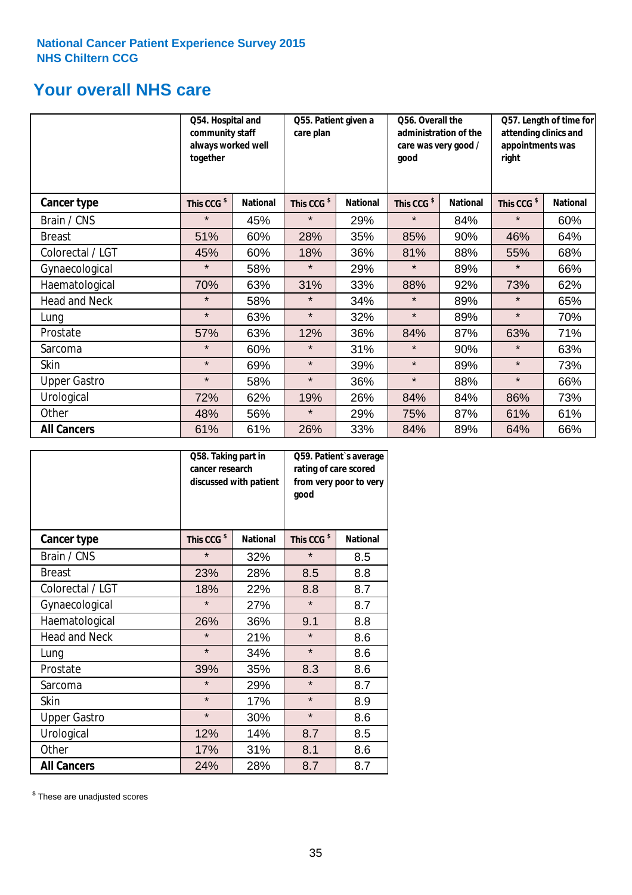National Cancer Patient Experience Survey 2015
NHS Chiltern CCG

# Your overall NHS care

| | Q54. Hospital and community staff always worked well together | | Q55. Patient given a care plan | | Q56. Overall the administration of the care was very good / good | | Q57. Length of time for attending clinics and appointments was right | |
|---|---|---|---|---|---|---|---|---|
| **Cancer type** | **This CCG $** | **National** | **This CCG $** | **National** | **This CCG $** | **National** | **This CCG $** | **National** |
| Brain / CNS | * | 45% | * | 29% | * | 84% | * | 60% |
| Breast | 51% | 60% | 28% | 35% | 85% | 90% | 46% | 64% |
| Colorectal / LGT | 45% | 60% | 18% | 36% | 81% | 88% | 55% | 68% |
| Gynaecological | * | 58% | * | 29% | * | 89% | * | 66% |
| Haematological | 70% | 63% | 31% | 33% | 88% | 92% | 73% | 62% |
| Head and Neck | * | 58% | * | 34% | * | 89% | * | 65% |
| Lung | * | 63% | * | 32% | * | 89% | * | 70% |
| Prostate | 57% | 63% | 12% | 36% | 84% | 87% | 63% | 71% |
| Sarcoma | * | 60% | * | 31% | * | 90% | * | 63% |
| Skin | * | 69% | * | 39% | * | 89% | * | 73% |
| Upper Gastro | * | 58% | * | 36% | * | 88% | * | 66% |
| Urological | 72% | 62% | 19% | 26% | 84% | 84% | 86% | 73% |
| Other | 48% | 56% | * | 29% | 75% | 87% | 61% | 61% |
| **All Cancers** | 61% | 61% | 26% | 33% | 84% | 89% | 64% | 66% |

| | Q58. Taking part in cancer research discussed with patient | | Q59. Patient`s average rating of care scored from very poor to very good | |
|---|---|---|---|---|
| **Cancer type** | **This CCG $** | **National** | **This CCG $** | **National** |
| Brain / CNS | * | 32% | * | 8.5 |
| Breast | 23% | 28% | 8.5 | 8.8 |
| Colorectal / LGT | 18% | 22% | 8.8 | 8.7 |
| Gynaecological | * | 27% | * | 8.7 |
| Haematological | 26% | 36% | 9.1 | 8.8 |
| Head and Neck | * | 21% | * | 8.6 |
| Lung | * | 34% | * | 8.6 |
| Prostate | 39% | 35% | 8.3 | 8.6 |
| Sarcoma | * | 29% | * | 8.7 |
| Skin | * | 17% | * | 8.9 |
| Upper Gastro | * | 30% | * | 8.6 |
| Urological | 12% | 14% | 8.7 | 8.5 |
| Other | 17% | 31% | 8.1 | 8.6 |
| **All Cancers** | 24% | 28% | 8.7 | 8.7 |

$ These are unadjusted scores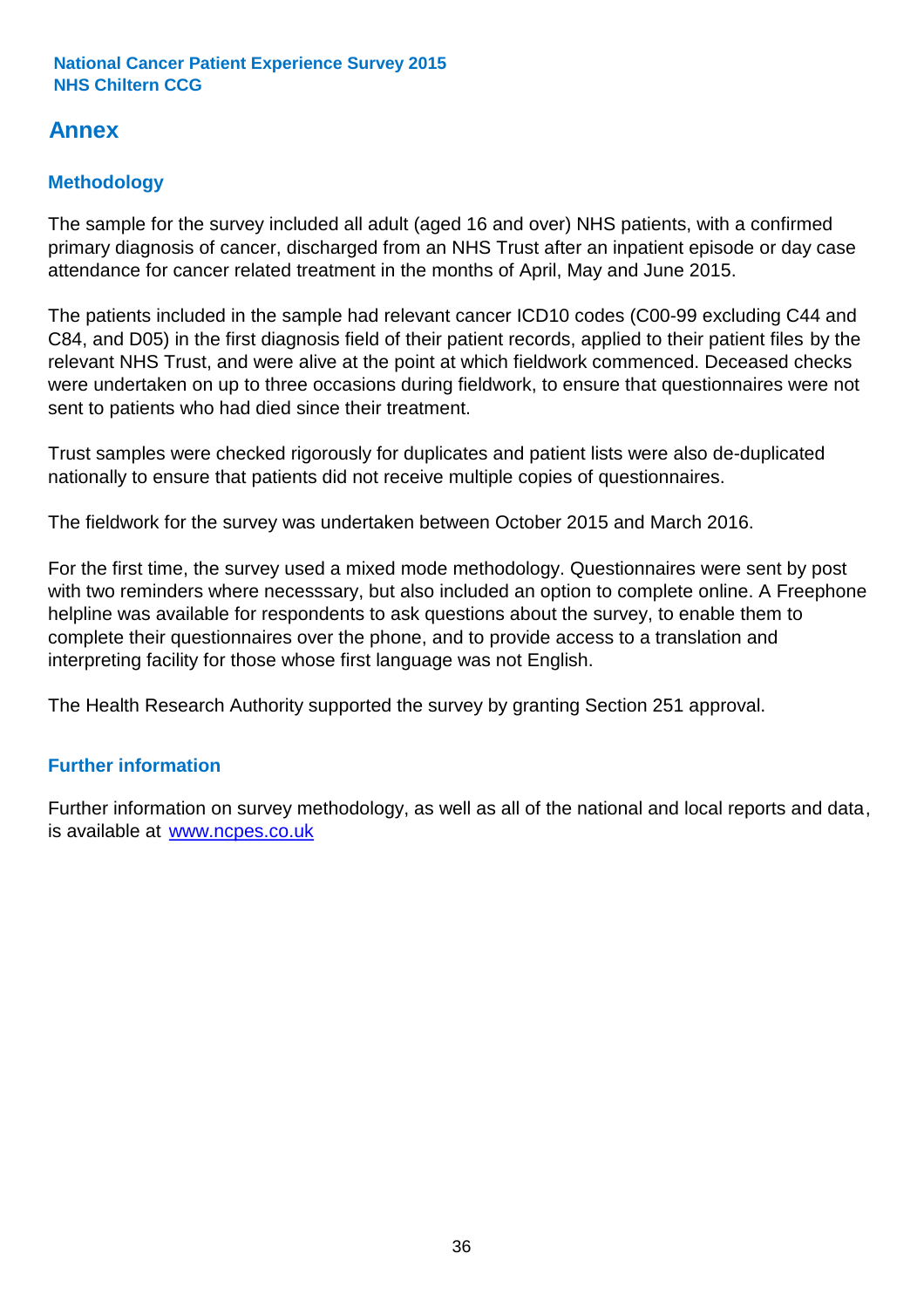# Annex

## Methodology

The sample for the survey included all adult (aged 16 and over) NHS patients, with a confirmed primary diagnosis of cancer, discharged from an NHS Trust after an inpatient episode or day case attendance for cancer related treatment in the months of April, May and June 2015.

The patients included in the sample had relevant cancer ICD10 codes (C00-99 excluding C44 and C84, and D05) in the first diagnosis field of their patient records, applied to their patient files by the relevant NHS Trust, and were alive at the point at which fieldwork commenced. Deceased checks were undertaken on up to three occasions during fieldwork, to ensure that questionnaires were not sent to patients who had died since their treatment.

Trust samples were checked rigorously for duplicates and patient lists were also de-duplicated nationally to ensure that patients did not receive multiple copies of questionnaires.

The fieldwork for the survey was undertaken between October 2015 and March 2016.

For the first time, the survey used a mixed mode methodology. Questionnaires were sent by post with two reminders where necesssary, but also included an option to complete online. A Freephone helpline was available for respondents to ask questions about the survey, to enable them to complete their questionnaires over the phone, and to provide access to a translation and interpreting facility for those whose first language was not English.

The Health Research Authority supported the survey by granting Section 251 approval.

## Further information

Further information on survey methodology, as well as all of the national and local reports and data, is available at [www.ncpes.co.uk](http://www.ncpes.co.uk)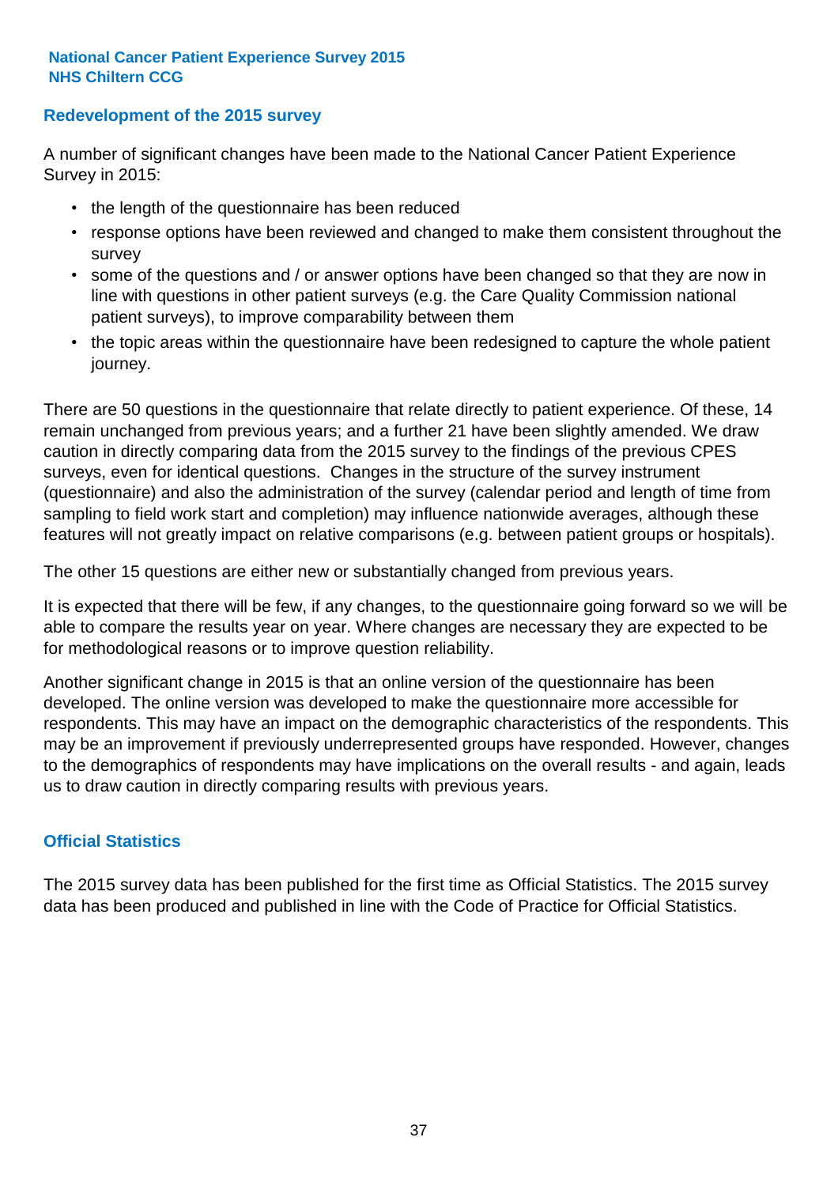**National Cancer Patient Experience Survey 2015**
**NHS Chiltern CCG**

## Redevelopment of the 2015 survey

A number of significant changes have been made to the National Cancer Patient Experience Survey in 2015:

- the length of the questionnaire has been reduced
- response options have been reviewed and changed to make them consistent throughout the survey
- some of the questions and / or answer options have been changed so that they are now in line with questions in other patient surveys (e.g. the Care Quality Commission national patient surveys), to improve comparability between them
- the topic areas within the questionnaire have been redesigned to capture the whole patient journey.

There are 50 questions in the questionnaire that relate directly to patient experience. Of these, 14 remain unchanged from previous years; and a further 21 have been slightly amended. We draw caution in directly comparing data from the 2015 survey to the findings of the previous CPES surveys, even for identical questions. Changes in the structure of the survey instrument (questionnaire) and also the administration of the survey (calendar period and length of time from sampling to field work start and completion) may influence nationwide averages, although these features will not greatly impact on relative comparisons (e.g. between patient groups or hospitals).

The other 15 questions are either new or substantially changed from previous years.

It is expected that there will be few, if any changes, to the questionnaire going forward so we will be able to compare the results year on year. Where changes are necessary they are expected to be for methodological reasons or to improve question reliability.

Another significant change in 2015 is that an online version of the questionnaire has been developed. The online version was developed to make the questionnaire more accessible for respondents. This may have an impact on the demographic characteristics of the respondents. This may be an improvement if previously underrepresented groups have responded. However, changes to the demographics of respondents may have implications on the overall results - and again, leads us to draw caution in directly comparing results with previous years.

## Official Statistics

The 2015 survey data has been published for the first time as Official Statistics. The 2015 survey data has been produced and published in line with the Code of Practice for Official Statistics.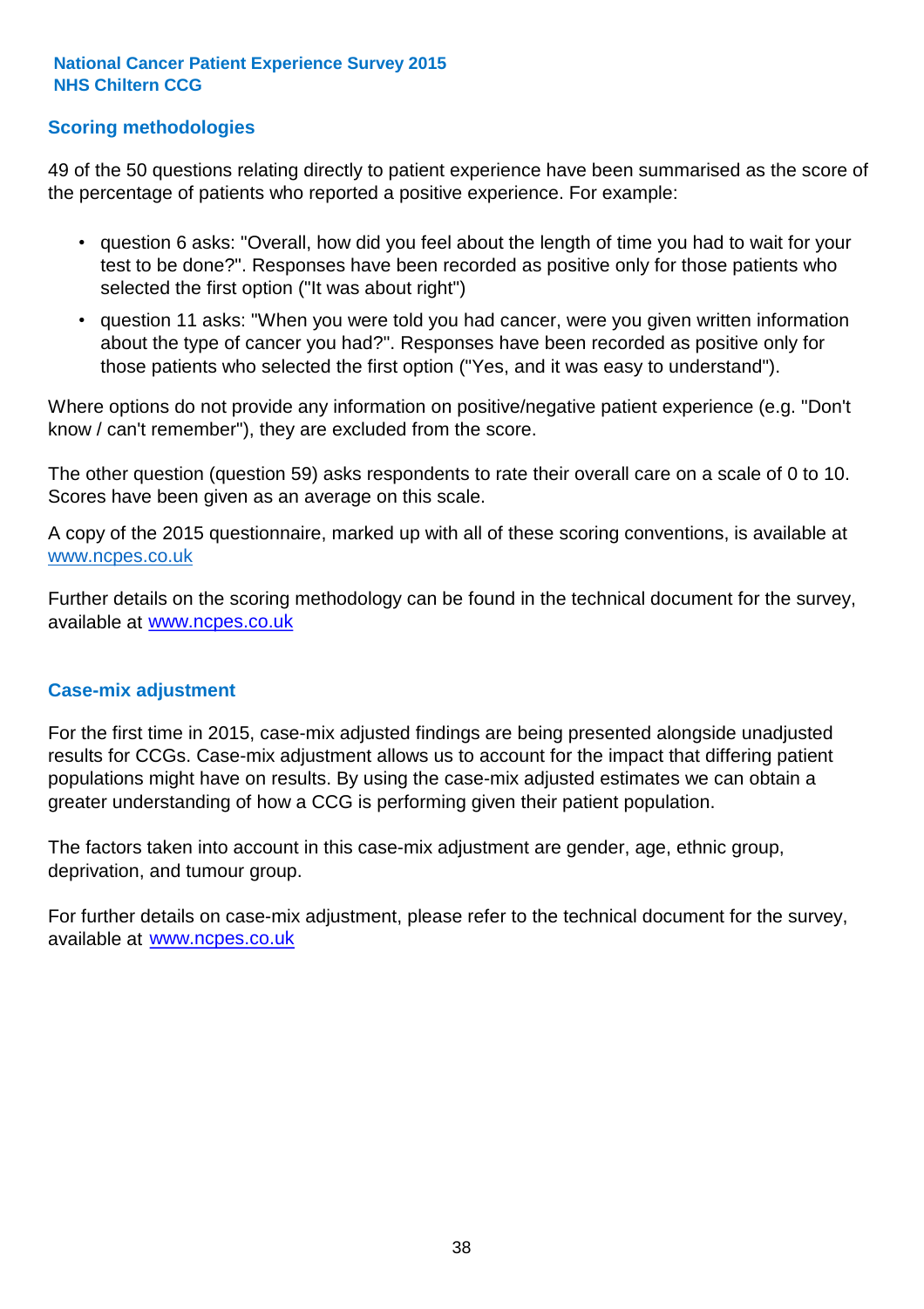## Scoring methodologies

49 of the 50 questions relating directly to patient experience have been summarised as the score of the percentage of patients who reported a positive experience. For example:

- question 6 asks: "Overall, how did you feel about the length of time you had to wait for your test to be done?". Responses have been recorded as positive only for those patients who selected the first option ("It was about right")
- question 11 asks: "When you were told you had cancer, were you given written information about the type of cancer you had?". Responses have been recorded as positive only for those patients who selected the first option ("Yes, and it was easy to understand").

Where options do not provide any information on positive/negative patient experience (e.g. "Don't know / can't remember"), they are excluded from the score.

The other question (question 59) asks respondents to rate their overall care on a scale of 0 to 10. Scores have been given as an average on this scale.

A copy of the 2015 questionnaire, marked up with all of these scoring conventions, is available at www.ncpes.co.uk

Further details on the scoring methodology can be found in the technical document for the survey, available at www.ncpes.co.uk

## Case-mix adjustment

For the first time in 2015, case-mix adjusted findings are being presented alongside unadjusted results for CCGs. Case-mix adjustment allows us to account for the impact that differing patient populations might have on results. By using the case-mix adjusted estimates we can obtain a greater understanding of how a CCG is performing given their patient population.

The factors taken into account in this case-mix adjustment are gender, age, ethnic group, deprivation, and tumour group.

For further details on case-mix adjustment, please refer to the technical document for the survey, available at www.ncpes.co.uk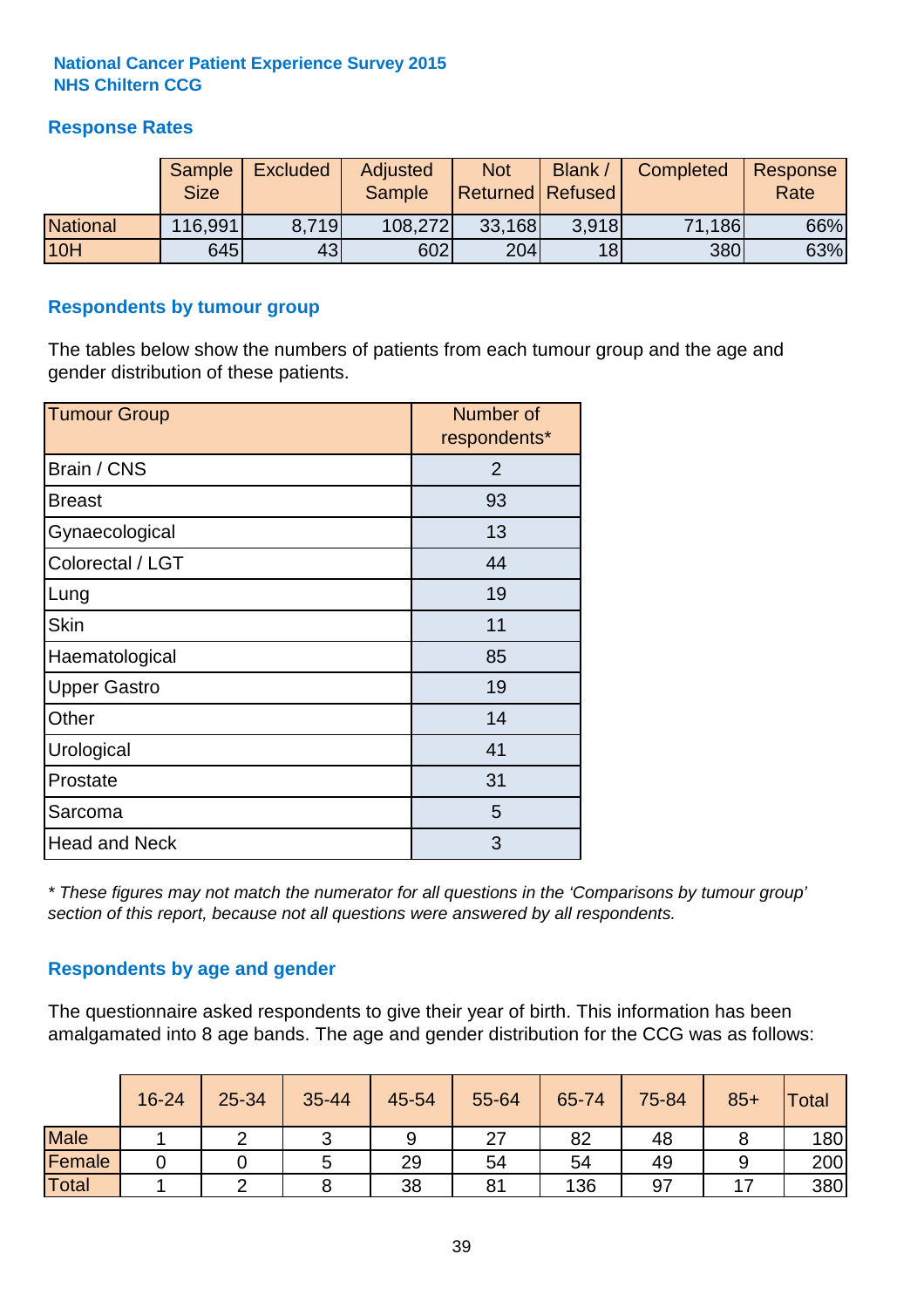**National Cancer Patient Experience Survey 2015**
**NHS Chiltern CCG**

## Response Rates

| | Sample Size | Excluded | Adjusted Sample | Not Returned | Blank / Refused | Completed | Response Rate |
|---|---|---|---|---|---|---|---|
| National | 116,991 | 8,719 | 108,272 | 33,168 | 3,918 | 71,186 | 66% |
| 10H | 645 | 43 | 602 | 204 | 18 | 380 | 63% |

## Respondents by tumour group

The tables below show the numbers of patients from each tumour group and the age and gender distribution of these patients.

| Tumour Group | Number of respondents* |
|---|---|
| Brain / CNS | 2 |
| Breast | 93 |
| Gynaecological | 13 |
| Colorectal / LGT | 44 |
| Lung | 19 |
| Skin | 11 |
| Haematological | 85 |
| Upper Gastro | 19 |
| Other | 14 |
| Urological | 41 |
| Prostate | 31 |
| Sarcoma | 5 |
| Head and Neck | 3 |

*\* These figures may not match the numerator for all questions in the 'Comparisons by tumour group' section of this report, because not all questions were answered by all respondents.*

## Respondents by age and gender

The questionnaire asked respondents to give their year of birth. This information has been amalgamated into 8 age bands. The age and gender distribution for the CCG was as follows:

| | 16-24 | 25-34 | 35-44 | 45-54 | 55-64 | 65-74 | 75-84 | 85+ | Total |
|---|---|---|---|---|---|---|---|---|---|
| Male | 1 | 2 | 3 | 9 | 27 | 82 | 48 | 8 | 180 |
| Female | 0 | 0 | 5 | 29 | 54 | 54 | 49 | 9 | 200 |
| Total | 1 | 2 | 8 | 38 | 81 | 136 | 97 | 17 | 380 |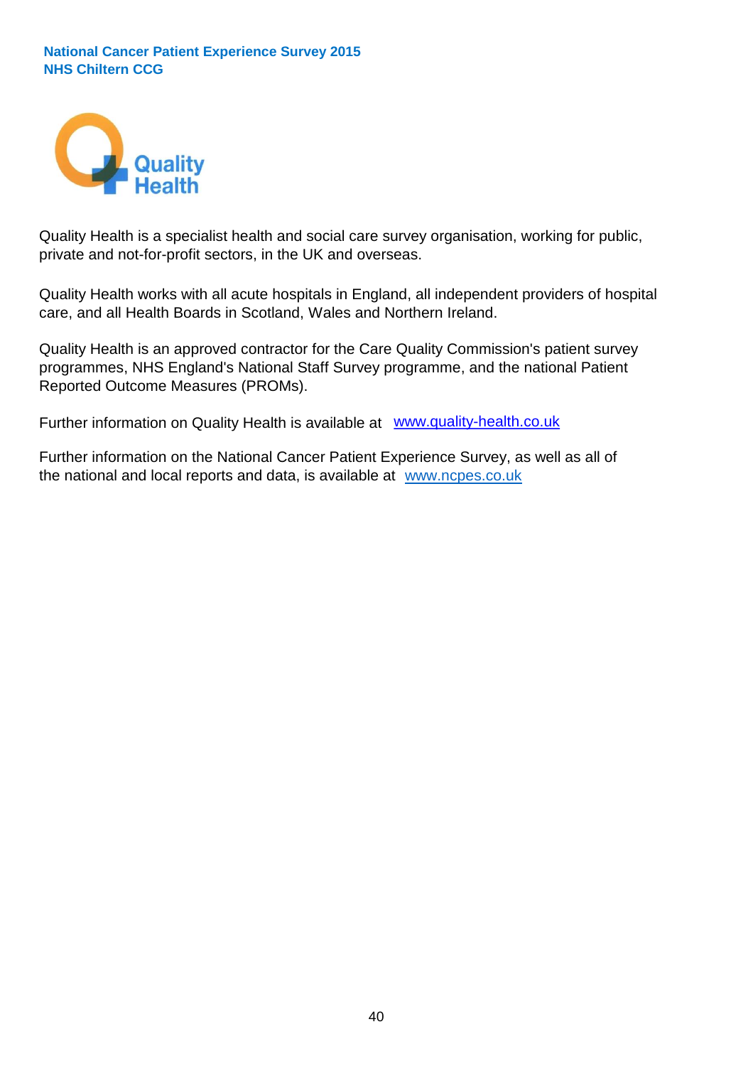Quality Health is a specialist health and social care survey organisation, working for public, private and not-for-profit sectors, in the UK and overseas.

Quality Health works with all acute hospitals in England, all independent providers of hospital care, and all Health Boards in Scotland, Wales and Northern Ireland.

Quality Health is an approved contractor for the Care Quality Commission's patient survey programmes, NHS England's National Staff Survey programme, and the national Patient Reported Outcome Measures (PROMs).

Further information on Quality Health is available at [www.quality-health.co.uk](http://www.quality-health.co.uk)

Further information on the National Cancer Patient Experience Survey, as well as all of the national and local reports and data, is available at [www.ncpes.co.uk](http://www.ncpes.co.uk)